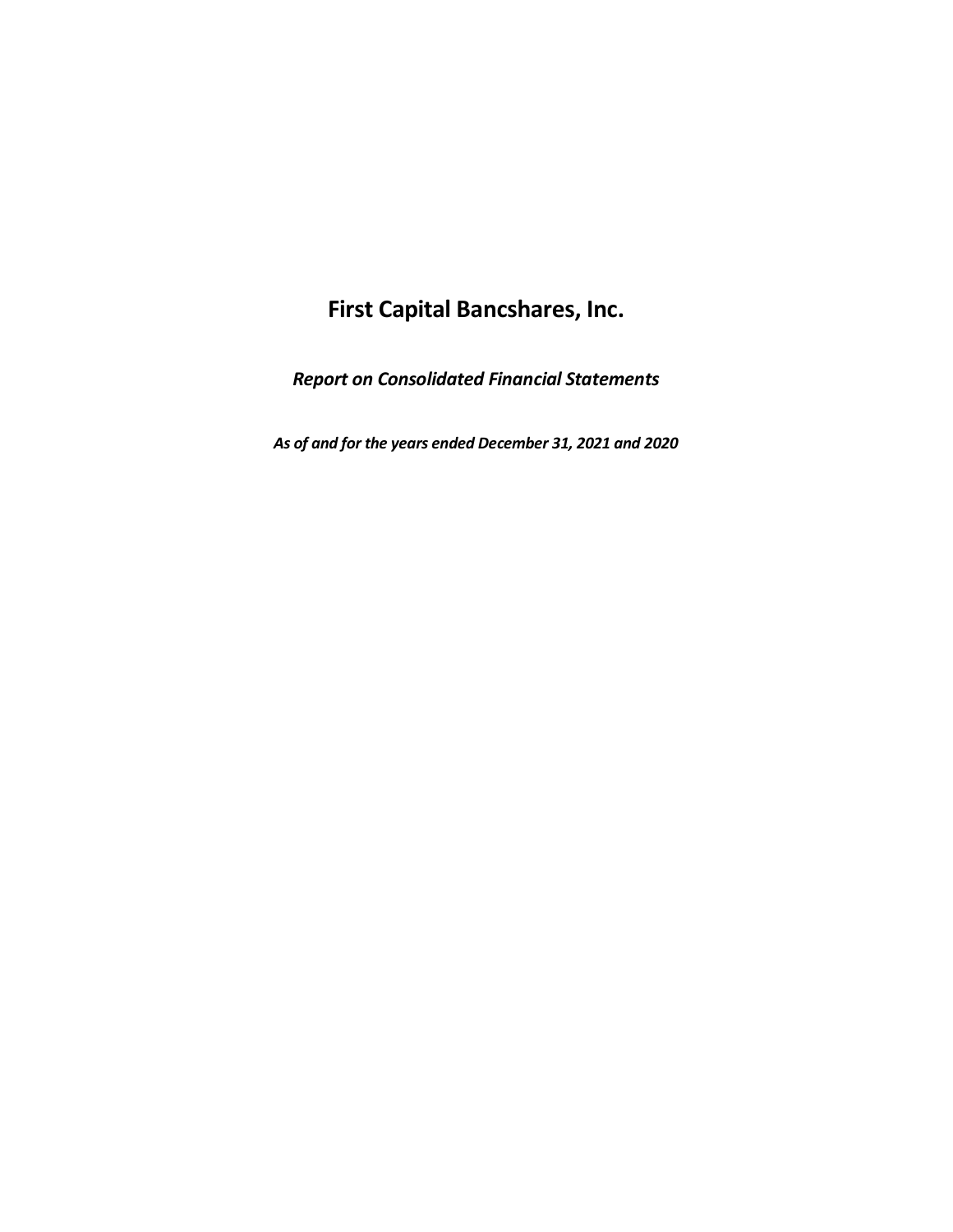# First Capital Bancshares, Inc.

***Report on Consolidated Financial Statements***

***As of and for the years ended December 31, 2021 and 2020***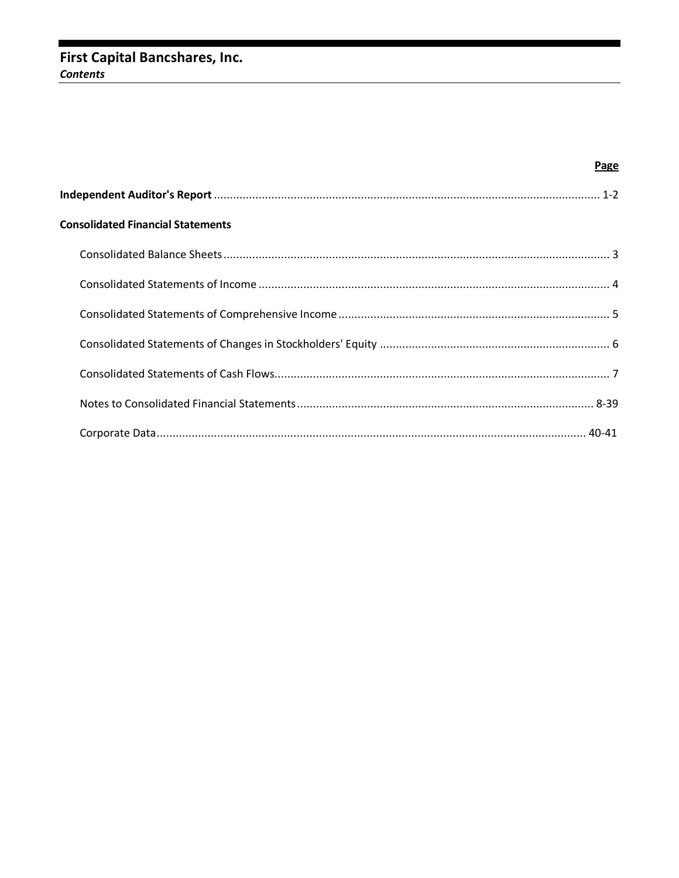# First Capital Bancshares, Inc.

***Contents***

| | Page |
|---|---|
| **Independent Auditor's Report** | 1-2 |
| **Consolidated Financial Statements** | |
| Consolidated Balance Sheets | 3 |
| Consolidated Statements of Income | 4 |
| Consolidated Statements of Comprehensive Income | 5 |
| Consolidated Statements of Changes in Stockholders' Equity | 6 |
| Consolidated Statements of Cash Flows | 7 |
| Notes to Consolidated Financial Statements | 8-39 |
| Corporate Data | 40-41 |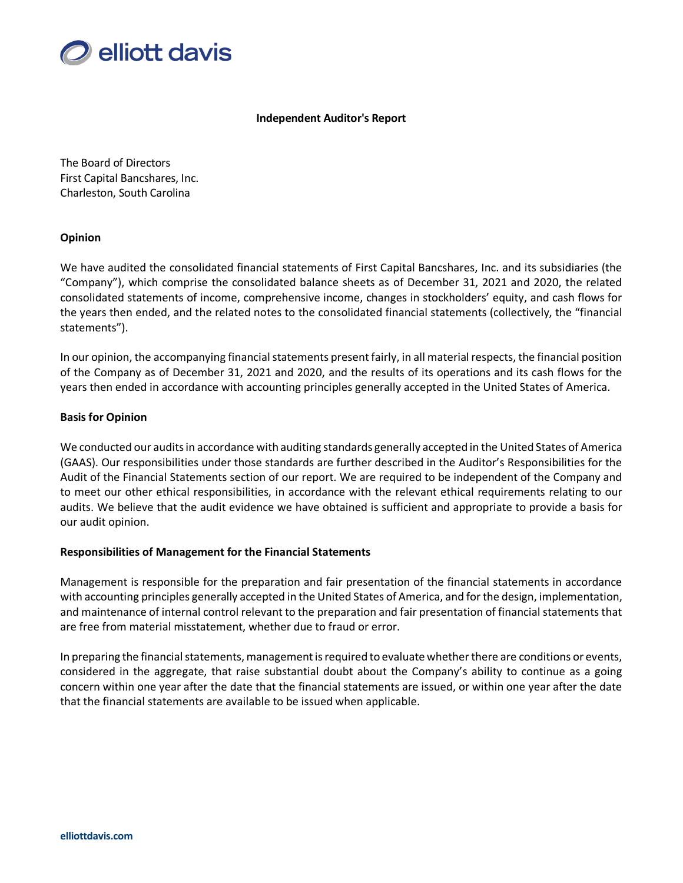# Independent Auditor's Report

The Board of Directors
First Capital Bancshares, Inc.
Charleston, South Carolina

## Opinion

We have audited the consolidated financial statements of First Capital Bancshares, Inc. and its subsidiaries (the "Company"), which comprise the consolidated balance sheets as of December 31, 2021 and 2020, the related consolidated statements of income, comprehensive income, changes in stockholders' equity, and cash flows for the years then ended, and the related notes to the consolidated financial statements (collectively, the "financial statements").

In our opinion, the accompanying financial statements present fairly, in all material respects, the financial position of the Company as of December 31, 2021 and 2020, and the results of its operations and its cash flows for the years then ended in accordance with accounting principles generally accepted in the United States of America.

## Basis for Opinion

We conducted our audits in accordance with auditing standards generally accepted in the United States of America (GAAS). Our responsibilities under those standards are further described in the Auditor's Responsibilities for the Audit of the Financial Statements section of our report. We are required to be independent of the Company and to meet our other ethical responsibilities, in accordance with the relevant ethical requirements relating to our audits. We believe that the audit evidence we have obtained is sufficient and appropriate to provide a basis for our audit opinion.

## Responsibilities of Management for the Financial Statements

Management is responsible for the preparation and fair presentation of the financial statements in accordance with accounting principles generally accepted in the United States of America, and for the design, implementation, and maintenance of internal control relevant to the preparation and fair presentation of financial statements that are free from material misstatement, whether due to fraud or error.

In preparing the financial statements, management is required to evaluate whether there are conditions or events, considered in the aggregate, that raise substantial doubt about the Company's ability to continue as a going concern within one year after the date that the financial statements are issued, or within one year after the date that the financial statements are available to be issued when applicable.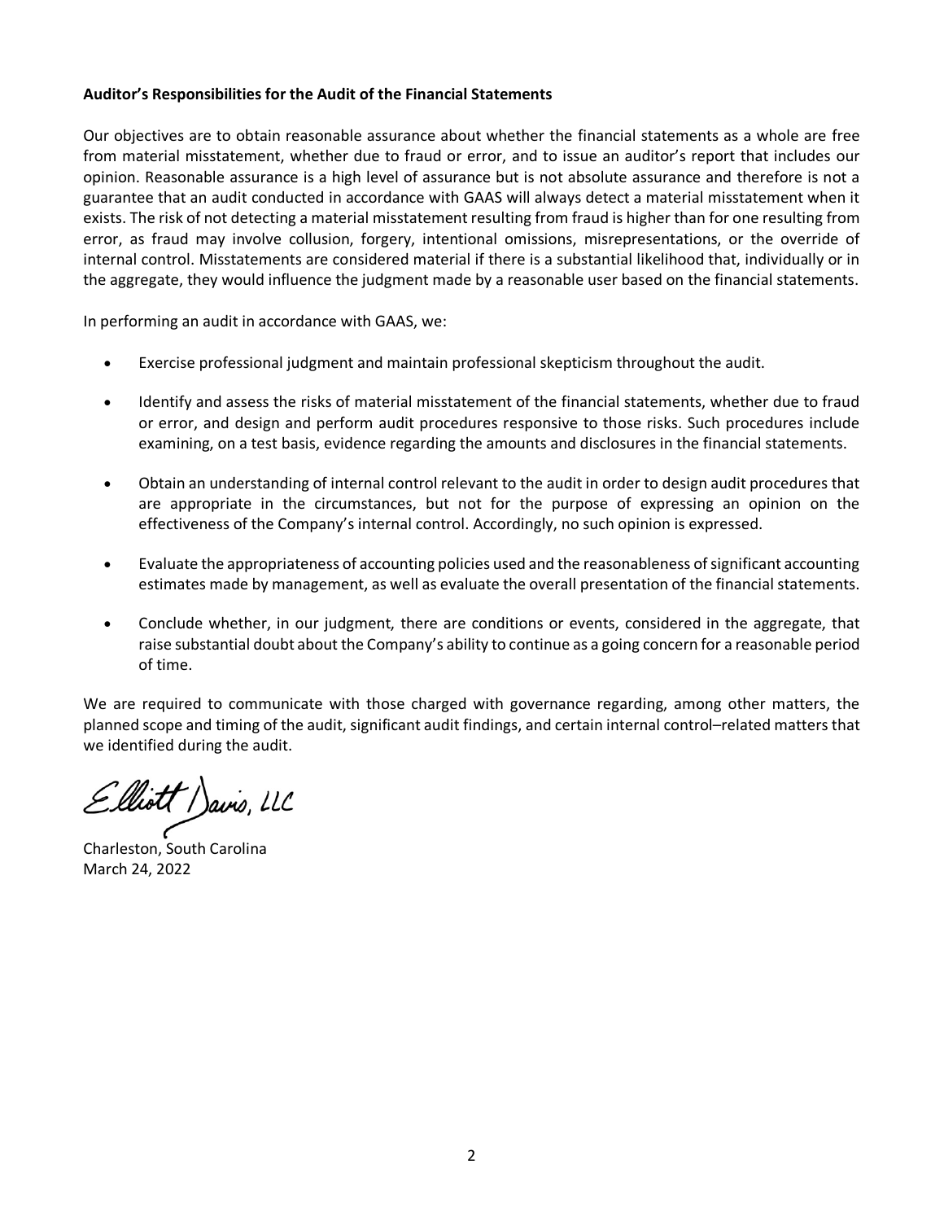**Auditor's Responsibilities for the Audit of the Financial Statements**

Our objectives are to obtain reasonable assurance about whether the financial statements as a whole are free from material misstatement, whether due to fraud or error, and to issue an auditor's report that includes our opinion. Reasonable assurance is a high level of assurance but is not absolute assurance and therefore is not a guarantee that an audit conducted in accordance with GAAS will always detect a material misstatement when it exists. The risk of not detecting a material misstatement resulting from fraud is higher than for one resulting from error, as fraud may involve collusion, forgery, intentional omissions, misrepresentations, or the override of internal control. Misstatements are considered material if there is a substantial likelihood that, individually or in the aggregate, they would influence the judgment made by a reasonable user based on the financial statements.

In performing an audit in accordance with GAAS, we:

- Exercise professional judgment and maintain professional skepticism throughout the audit.
- Identify and assess the risks of material misstatement of the financial statements, whether due to fraud or error, and design and perform audit procedures responsive to those risks. Such procedures include examining, on a test basis, evidence regarding the amounts and disclosures in the financial statements.
- Obtain an understanding of internal control relevant to the audit in order to design audit procedures that are appropriate in the circumstances, but not for the purpose of expressing an opinion on the effectiveness of the Company's internal control. Accordingly, no such opinion is expressed.
- Evaluate the appropriateness of accounting policies used and the reasonableness of significant accounting estimates made by management, as well as evaluate the overall presentation of the financial statements.
- Conclude whether, in our judgment, there are conditions or events, considered in the aggregate, that raise substantial doubt about the Company's ability to continue as a going concern for a reasonable period of time.

We are required to communicate with those charged with governance regarding, among other matters, the planned scope and timing of the audit, significant audit findings, and certain internal control–related matters that we identified during the audit.

Elliott Davis, LLC

Charleston, South Carolina
March 24, 2022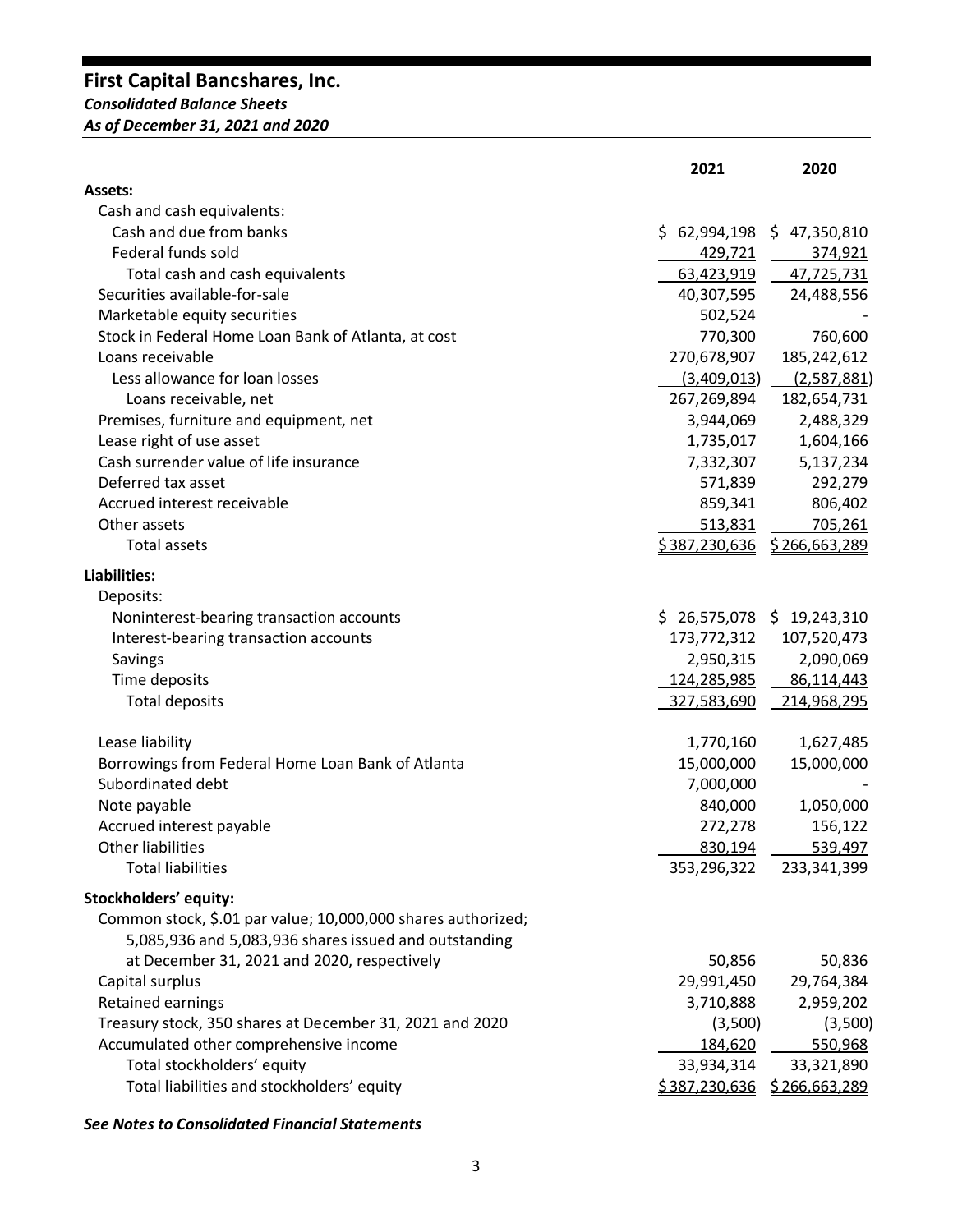# First Capital Bancshares, Inc.

***Consolidated Balance Sheets***

***As of December 31, 2021 and 2020***

| | 2021 | 2020 |
|---|---|---|
| **Assets:** | | |
| Cash and cash equivalents: | | |
| Cash and due from banks | $ 62,994,198 | $ 47,350,810 |
| Federal funds sold | 429,721 | 374,921 |
| Total cash and cash equivalents | 63,423,919 | 47,725,731 |
| Securities available-for-sale | 40,307,595 | 24,488,556 |
| Marketable equity securities | 502,524 | - |
| Stock in Federal Home Loan Bank of Atlanta, at cost | 770,300 | 760,600 |
| Loans receivable | 270,678,907 | 185,242,612 |
| Less allowance for loan losses | (3,409,013) | (2,587,881) |
| Loans receivable, net | 267,269,894 | 182,654,731 |
| Premises, furniture and equipment, net | 3,944,069 | 2,488,329 |
| Lease right of use asset | 1,735,017 | 1,604,166 |
| Cash surrender value of life insurance | 7,332,307 | 5,137,234 |
| Deferred tax asset | 571,839 | 292,279 |
| Accrued interest receivable | 859,341 | 806,402 |
| Other assets | 513,831 | 705,261 |
| Total assets | $ 387,230,636 | $ 266,663,289 |
| **Liabilities:** | | |
| Deposits: | | |
| Noninterest-bearing transaction accounts | $ 26,575,078 | $ 19,243,310 |
| Interest-bearing transaction accounts | 173,772,312 | 107,520,473 |
| Savings | 2,950,315 | 2,090,069 |
| Time deposits | 124,285,985 | 86,114,443 |
| Total deposits | 327,583,690 | 214,968,295 |
| Lease liability | 1,770,160 | 1,627,485 |
| Borrowings from Federal Home Loan Bank of Atlanta | 15,000,000 | 15,000,000 |
| Subordinated debt | 7,000,000 | - |
| Note payable | 840,000 | 1,050,000 |
| Accrued interest payable | 272,278 | 156,122 |
| Other liabilities | 830,194 | 539,497 |
| Total liabilities | 353,296,322 | 233,341,399 |
| **Stockholders' equity:** | | |
| Common stock, $.01 par value; 10,000,000 shares authorized; 5,085,936 and 5,083,936 shares issued and outstanding at December 31, 2021 and 2020, respectively | 50,856 | 50,836 |
| Capital surplus | 29,991,450 | 29,764,384 |
| Retained earnings | 3,710,888 | 2,959,202 |
| Treasury stock, 350 shares at December 31, 2021 and 2020 | (3,500) | (3,500) |
| Accumulated other comprehensive income | 184,620 | 550,968 |
| Total stockholders' equity | 33,934,314 | 33,321,890 |
| Total liabilities and stockholders' equity | $ 387,230,636 | $ 266,663,289 |

***See Notes to Consolidated Financial Statements***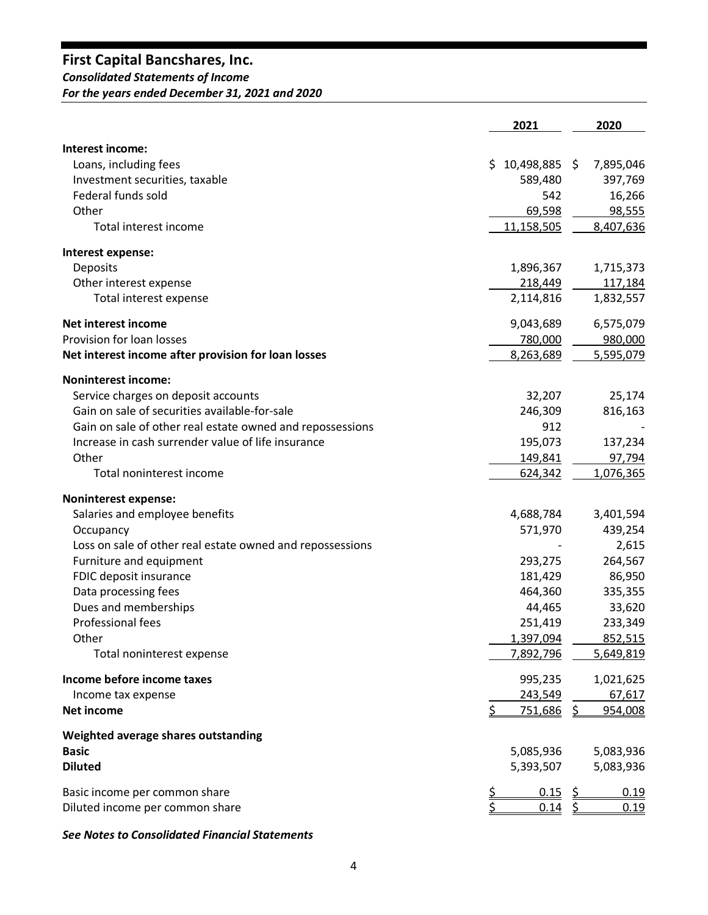# First Capital Bancshares, Inc.

***Consolidated Statements of Income***

***For the years ended December 31, 2021 and 2020***

| | 2021 | 2020 |
|---|---|---|
| **Interest income:** | | |
| Loans, including fees | $ 10,498,885 | $ 7,895,046 |
| Investment securities, taxable | 589,480 | 397,769 |
| Federal funds sold | 542 | 16,266 |
| Other | 69,598 | 98,555 |
| Total interest income | 11,158,505 | 8,407,636 |
| **Interest expense:** | | |
| Deposits | 1,896,367 | 1,715,373 |
| Other interest expense | 218,449 | 117,184 |
| Total interest expense | 2,114,816 | 1,832,557 |
| **Net interest income** | 9,043,689 | 6,575,079 |
| Provision for loan losses | 780,000 | 980,000 |
| **Net interest income after provision for loan losses** | 8,263,689 | 5,595,079 |
| **Noninterest income:** | | |
| Service charges on deposit accounts | 32,207 | 25,174 |
| Gain on sale of securities available-for-sale | 246,309 | 816,163 |
| Gain on sale of other real estate owned and repossessions | 912 | - |
| Increase in cash surrender value of life insurance | 195,073 | 137,234 |
| Other | 149,841 | 97,794 |
| Total noninterest income | 624,342 | 1,076,365 |
| **Noninterest expense:** | | |
| Salaries and employee benefits | 4,688,784 | 3,401,594 |
| Occupancy | 571,970 | 439,254 |
| Loss on sale of other real estate owned and repossessions | - | 2,615 |
| Furniture and equipment | 293,275 | 264,567 |
| FDIC deposit insurance | 181,429 | 86,950 |
| Data processing fees | 464,360 | 335,355 |
| Dues and memberships | 44,465 | 33,620 |
| Professional fees | 251,419 | 233,349 |
| Other | 1,397,094 | 852,515 |
| Total noninterest expense | 7,892,796 | 5,649,819 |
| **Income before income taxes** | 995,235 | 1,021,625 |
| Income tax expense | 243,549 | 67,617 |
| **Net income** | $ 751,686 | $ 954,008 |
| **Weighted average shares outstanding** | | |
| **Basic** | 5,085,936 | 5,083,936 |
| **Diluted** | 5,393,507 | 5,083,936 |
| Basic income per common share | $ 0.15 | $ 0.19 |
| Diluted income per common share | $ 0.14 | $ 0.19 |

***See Notes to Consolidated Financial Statements***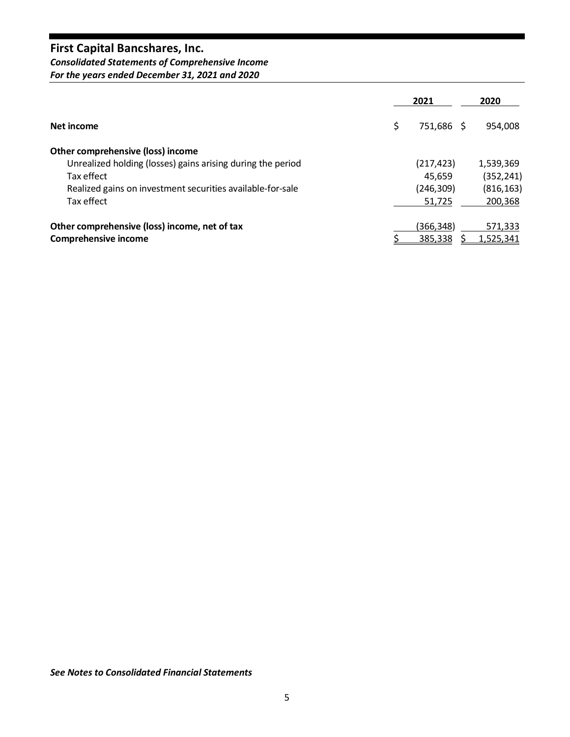# First Capital Bancshares, Inc.

***Consolidated Statements of Comprehensive Income***

***For the years ended December 31, 2021 and 2020***

| | 2021 | 2020 |
|---|---|---|
| **Net income** | $ 751,686 | $ 954,008 |
| **Other comprehensive (loss) income** | | |
| Unrealized holding (losses) gains arising during the period | (217,423) | 1,539,369 |
| Tax effect | 45,659 | (352,241) |
| Realized gains on investment securities available-for-sale | (246,309) | (816,163) |
| Tax effect | 51,725 | 200,368 |
| **Other comprehensive (loss) income, net of tax** | (366,348) | 571,333 |
| **Comprehensive income** | $ 385,338 | $ 1,525,341 |

***See Notes to Consolidated Financial Statements***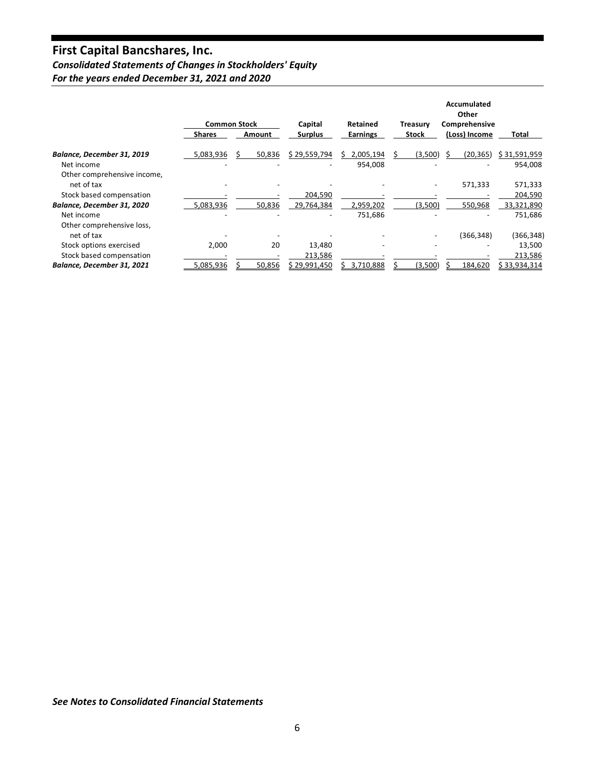# First Capital Bancshares, Inc.

***Consolidated Statements of Changes in Stockholders' Equity***

***For the years ended December 31, 2021 and 2020***

| | Common Stock | | Capital | Retained | Treasury | Accumulated Other Comprehensive | |
|---|---|---|---|---|---|---|---|
| | Shares | Amount | Surplus | Earnings | Stock | (Loss) Income | Total |
| ***Balance, December 31, 2019*** | 5,083,936 | $ 50,836 | $ 29,559,794 | $ 2,005,194 | $ (3,500) | $ (20,365) | $ 31,591,959 |
| Net income | - | - | - | 954,008 | - | - | 954,008 |
| Other comprehensive income, net of tax | - | - | - | - | - | 571,333 | 571,333 |
| Stock based compensation | - | - | 204,590 | - | - | - | 204,590 |
| ***Balance, December 31, 2020*** | 5,083,936 | 50,836 | 29,764,384 | 2,959,202 | (3,500) | 550,968 | 33,321,890 |
| Net income | - | - | - | 751,686 | - | - | 751,686 |
| Other comprehensive loss, net of tax | - | - | - | - | - | (366,348) | (366,348) |
| Stock options exercised | 2,000 | 20 | 13,480 | - | - | - | 13,500 |
| Stock based compensation | - | - | 213,586 | - | - | - | 213,586 |
| ***Balance, December 31, 2021*** | 5,085,936 | $ 50,856 | $ 29,991,450 | $ 3,710,888 | $ (3,500) | $ 184,620 | $ 33,934,314 |

***See Notes to Consolidated Financial Statements***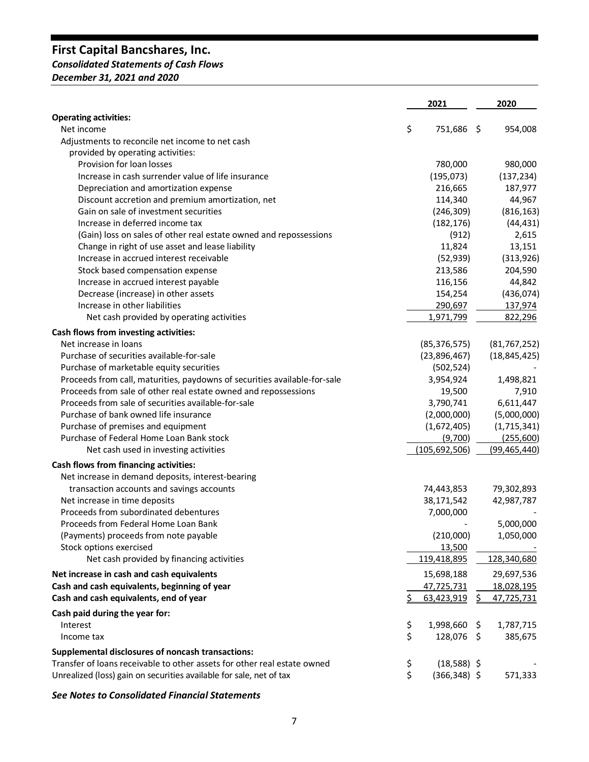# First Capital Bancshares, Inc.

***Consolidated Statements of Cash Flows***

***December 31, 2021 and 2020***

| | 2021 | 2020 |
|---|---|---|
| **Operating activities:** | | |
| Net income | $ 751,686 | $ 954,008 |
| Adjustments to reconcile net income to net cash provided by operating activities: | | |
| Provision for loan losses | 780,000 | 980,000 |
| Increase in cash surrender value of life insurance | (195,073) | (137,234) |
| Depreciation and amortization expense | 216,665 | 187,977 |
| Discount accretion and premium amortization, net | 114,340 | 44,967 |
| Gain on sale of investment securities | (246,309) | (816,163) |
| Increase in deferred income tax | (182,176) | (44,431) |
| (Gain) loss on sales of other real estate owned and repossessions | (912) | 2,615 |
| Change in right of use asset and lease liability | 11,824 | 13,151 |
| Increase in accrued interest receivable | (52,939) | (313,926) |
| Stock based compensation expense | 213,586 | 204,590 |
| Increase in accrued interest payable | 116,156 | 44,842 |
| Decrease (increase) in other assets | 154,254 | (436,074) |
| Increase in other liabilities | 290,697 | 137,974 |
| Net cash provided by operating activities | 1,971,799 | 822,296 |
| **Cash flows from investing activities:** | | |
| Net increase in loans | (85,376,575) | (81,767,252) |
| Purchase of securities available-for-sale | (23,896,467) | (18,845,425) |
| Purchase of marketable equity securities | (502,524) | - |
| Proceeds from call, maturities, paydowns of securities available-for-sale | 3,954,924 | 1,498,821 |
| Proceeds from sale of other real estate owned and repossessions | 19,500 | 7,910 |
| Proceeds from sale of securities available-for-sale | 3,790,741 | 6,611,447 |
| Purchase of bank owned life insurance | (2,000,000) | (5,000,000) |
| Purchase of premises and equipment | (1,672,405) | (1,715,341) |
| Purchase of Federal Home Loan Bank stock | (9,700) | (255,600) |
| Net cash used in investing activities | (105,692,506) | (99,465,440) |
| **Cash flows from financing activities:** | | |
| Net increase in demand deposits, interest-bearing transaction accounts and savings accounts | 74,443,853 | 79,302,893 |
| Net increase in time deposits | 38,171,542 | 42,987,787 |
| Proceeds from subordinated debentures | 7,000,000 | - |
| Proceeds from Federal Home Loan Bank | - | 5,000,000 |
| (Payments) proceeds from note payable | (210,000) | 1,050,000 |
| Stock options exercised | 13,500 | - |
| Net cash provided by financing activities | 119,418,895 | 128,340,680 |
| **Net increase in cash and cash equivalents** | 15,698,188 | 29,697,536 |
| **Cash and cash equivalents, beginning of year** | 47,725,731 | 18,028,195 |
| **Cash and cash equivalents, end of year** | $ 63,423,919 | $ 47,725,731 |
| **Cash paid during the year for:** | | |
| Interest | $ 1,998,660 | $ 1,787,715 |
| Income tax | $ 128,076 | $ 385,675 |
| **Supplemental disclosures of noncash transactions:** | | |
| Transfer of loans receivable to other assets for other real estate owned | $ (18,588) | $ - |
| Unrealized (loss) gain on securities available for sale, net of tax | $ (366,348) | $ 571,333 |

***See Notes to Consolidated Financial Statements***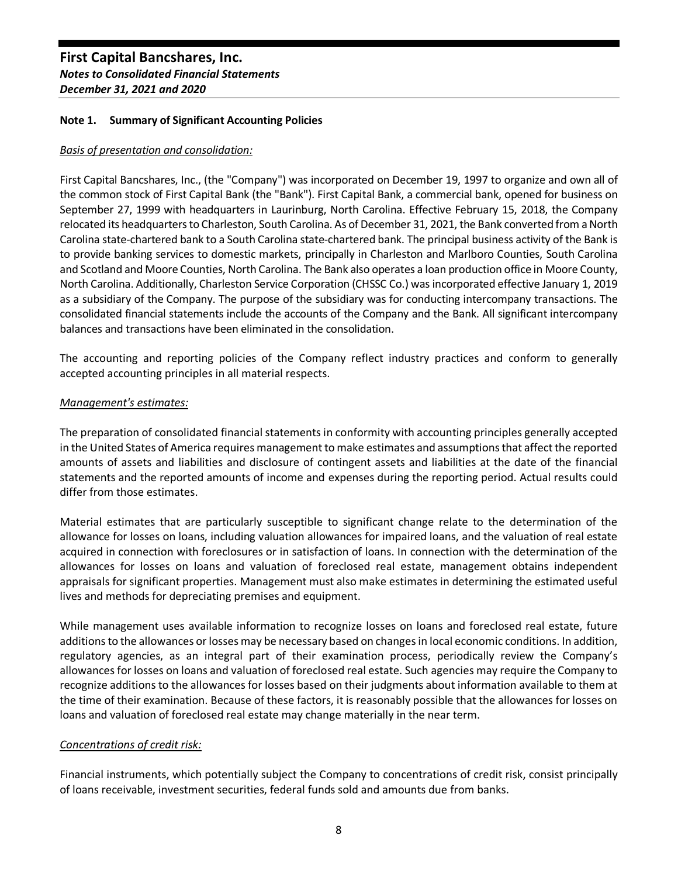**First Capital Bancshares, Inc.**
***Notes to Consolidated Financial Statements***
***December 31, 2021 and 2020***

## Note 1. Summary of Significant Accounting Policies

*Basis of presentation and consolidation:*

First Capital Bancshares, Inc., (the "Company") was incorporated on December 19, 1997 to organize and own all of the common stock of First Capital Bank (the "Bank"). First Capital Bank, a commercial bank, opened for business on September 27, 1999 with headquarters in Laurinburg, North Carolina. Effective February 15, 2018, the Company relocated its headquarters to Charleston, South Carolina. As of December 31, 2021, the Bank converted from a North Carolina state-chartered bank to a South Carolina state-chartered bank. The principal business activity of the Bank is to provide banking services to domestic markets, principally in Charleston and Marlboro Counties, South Carolina and Scotland and Moore Counties, North Carolina. The Bank also operates a loan production office in Moore County, North Carolina. Additionally, Charleston Service Corporation (CHSSC Co.) was incorporated effective January 1, 2019 as a subsidiary of the Company. The purpose of the subsidiary was for conducting intercompany transactions. The consolidated financial statements include the accounts of the Company and the Bank. All significant intercompany balances and transactions have been eliminated in the consolidation.

The accounting and reporting policies of the Company reflect industry practices and conform to generally accepted accounting principles in all material respects.

*Management's estimates:*

The preparation of consolidated financial statements in conformity with accounting principles generally accepted in the United States of America requires management to make estimates and assumptions that affect the reported amounts of assets and liabilities and disclosure of contingent assets and liabilities at the date of the financial statements and the reported amounts of income and expenses during the reporting period. Actual results could differ from those estimates.

Material estimates that are particularly susceptible to significant change relate to the determination of the allowance for losses on loans, including valuation allowances for impaired loans, and the valuation of real estate acquired in connection with foreclosures or in satisfaction of loans. In connection with the determination of the allowances for losses on loans and valuation of foreclosed real estate, management obtains independent appraisals for significant properties. Management must also make estimates in determining the estimated useful lives and methods for depreciating premises and equipment.

While management uses available information to recognize losses on loans and foreclosed real estate, future additions to the allowances or losses may be necessary based on changes in local economic conditions. In addition, regulatory agencies, as an integral part of their examination process, periodically review the Company's allowances for losses on loans and valuation of foreclosed real estate. Such agencies may require the Company to recognize additions to the allowances for losses based on their judgments about information available to them at the time of their examination. Because of these factors, it is reasonably possible that the allowances for losses on loans and valuation of foreclosed real estate may change materially in the near term.

*Concentrations of credit risk:*

Financial instruments, which potentially subject the Company to concentrations of credit risk, consist principally of loans receivable, investment securities, federal funds sold and amounts due from banks.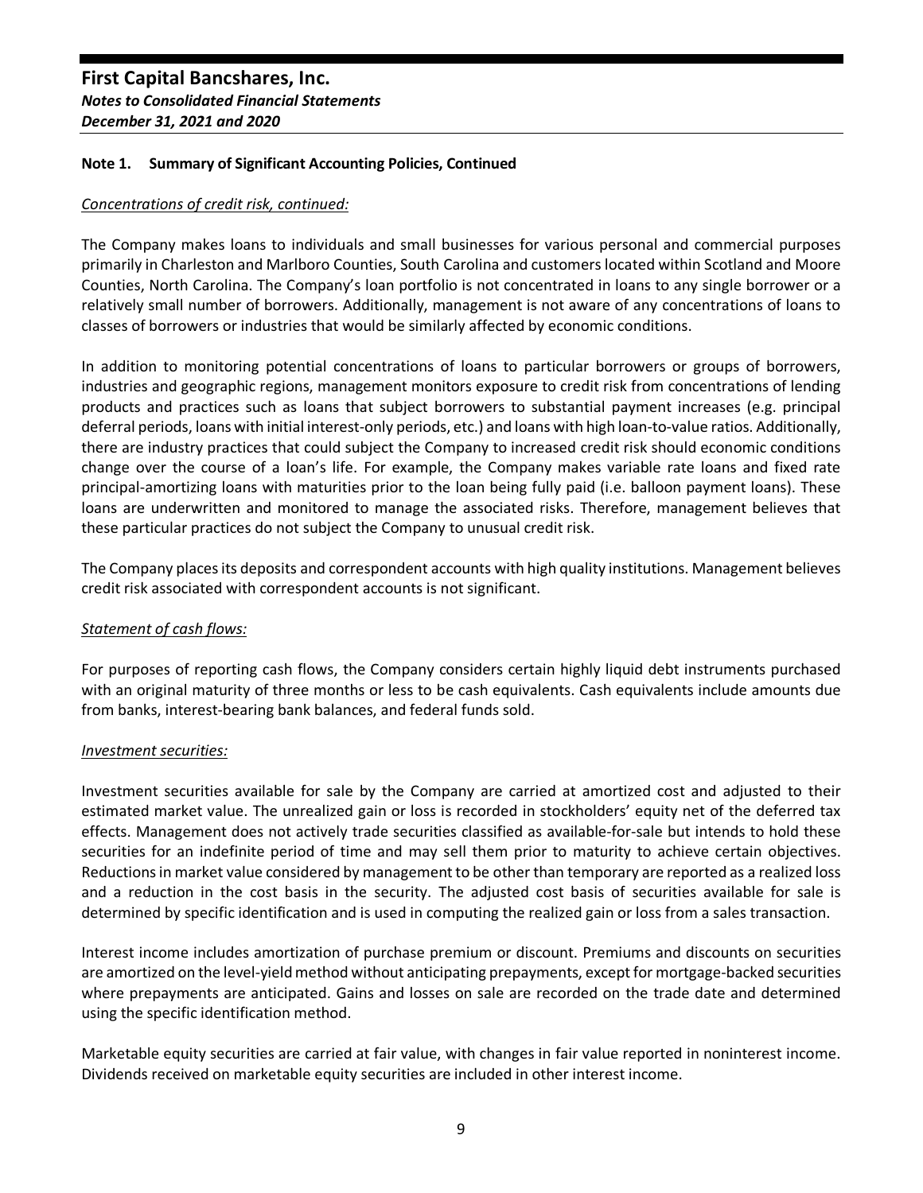## Note 1. Summary of Significant Accounting Policies, Continued

*Concentrations of credit risk, continued:*

The Company makes loans to individuals and small businesses for various personal and commercial purposes primarily in Charleston and Marlboro Counties, South Carolina and customers located within Scotland and Moore Counties, North Carolina. The Company's loan portfolio is not concentrated in loans to any single borrower or a relatively small number of borrowers. Additionally, management is not aware of any concentrations of loans to classes of borrowers or industries that would be similarly affected by economic conditions.

In addition to monitoring potential concentrations of loans to particular borrowers or groups of borrowers, industries and geographic regions, management monitors exposure to credit risk from concentrations of lending products and practices such as loans that subject borrowers to substantial payment increases (e.g. principal deferral periods, loans with initial interest-only periods, etc.) and loans with high loan-to-value ratios. Additionally, there are industry practices that could subject the Company to increased credit risk should economic conditions change over the course of a loan's life. For example, the Company makes variable rate loans and fixed rate principal-amortizing loans with maturities prior to the loan being fully paid (i.e. balloon payment loans). These loans are underwritten and monitored to manage the associated risks. Therefore, management believes that these particular practices do not subject the Company to unusual credit risk.

The Company places its deposits and correspondent accounts with high quality institutions. Management believes credit risk associated with correspondent accounts is not significant.

*Statement of cash flows:*

For purposes of reporting cash flows, the Company considers certain highly liquid debt instruments purchased with an original maturity of three months or less to be cash equivalents. Cash equivalents include amounts due from banks, interest-bearing bank balances, and federal funds sold.

*Investment securities:*

Investment securities available for sale by the Company are carried at amortized cost and adjusted to their estimated market value. The unrealized gain or loss is recorded in stockholders' equity net of the deferred tax effects. Management does not actively trade securities classified as available-for-sale but intends to hold these securities for an indefinite period of time and may sell them prior to maturity to achieve certain objectives. Reductions in market value considered by management to be other than temporary are reported as a realized loss and a reduction in the cost basis in the security. The adjusted cost basis of securities available for sale is determined by specific identification and is used in computing the realized gain or loss from a sales transaction.

Interest income includes amortization of purchase premium or discount. Premiums and discounts on securities are amortized on the level-yield method without anticipating prepayments, except for mortgage-backed securities where prepayments are anticipated. Gains and losses on sale are recorded on the trade date and determined using the specific identification method.

Marketable equity securities are carried at fair value, with changes in fair value reported in noninterest income. Dividends received on marketable equity securities are included in other interest income.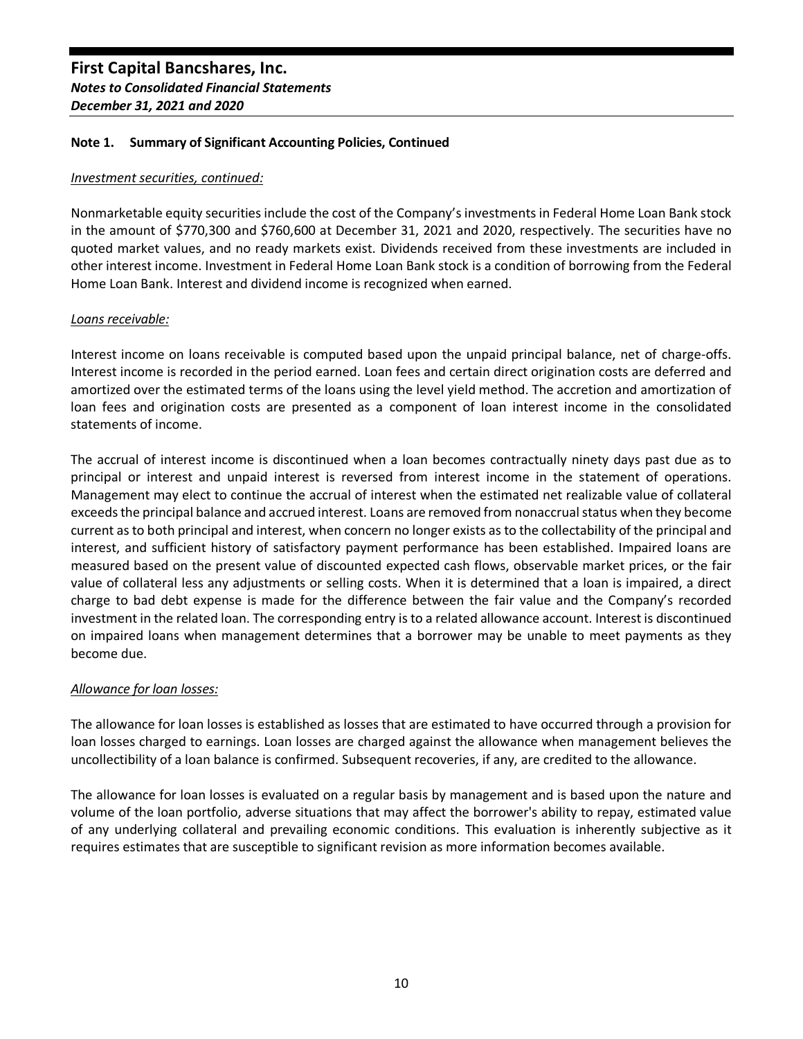## Note 1. Summary of Significant Accounting Policies, Continued

*Investment securities, continued:*

Nonmarketable equity securities include the cost of the Company's investments in Federal Home Loan Bank stock in the amount of $770,300 and $760,600 at December 31, 2021 and 2020, respectively. The securities have no quoted market values, and no ready markets exist. Dividends received from these investments are included in other interest income. Investment in Federal Home Loan Bank stock is a condition of borrowing from the Federal Home Loan Bank. Interest and dividend income is recognized when earned.

*Loans receivable:*

Interest income on loans receivable is computed based upon the unpaid principal balance, net of charge-offs. Interest income is recorded in the period earned. Loan fees and certain direct origination costs are deferred and amortized over the estimated terms of the loans using the level yield method. The accretion and amortization of loan fees and origination costs are presented as a component of loan interest income in the consolidated statements of income.

The accrual of interest income is discontinued when a loan becomes contractually ninety days past due as to principal or interest and unpaid interest is reversed from interest income in the statement of operations. Management may elect to continue the accrual of interest when the estimated net realizable value of collateral exceeds the principal balance and accrued interest. Loans are removed from nonaccrual status when they become current as to both principal and interest, when concern no longer exists as to the collectability of the principal and interest, and sufficient history of satisfactory payment performance has been established. Impaired loans are measured based on the present value of discounted expected cash flows, observable market prices, or the fair value of collateral less any adjustments or selling costs. When it is determined that a loan is impaired, a direct charge to bad debt expense is made for the difference between the fair value and the Company's recorded investment in the related loan. The corresponding entry is to a related allowance account. Interest is discontinued on impaired loans when management determines that a borrower may be unable to meet payments as they become due.

*Allowance for loan losses:*

The allowance for loan losses is established as losses that are estimated to have occurred through a provision for loan losses charged to earnings. Loan losses are charged against the allowance when management believes the uncollectibility of a loan balance is confirmed. Subsequent recoveries, if any, are credited to the allowance.

The allowance for loan losses is evaluated on a regular basis by management and is based upon the nature and volume of the loan portfolio, adverse situations that may affect the borrower's ability to repay, estimated value of any underlying collateral and prevailing economic conditions. This evaluation is inherently subjective as it requires estimates that are susceptible to significant revision as more information becomes available.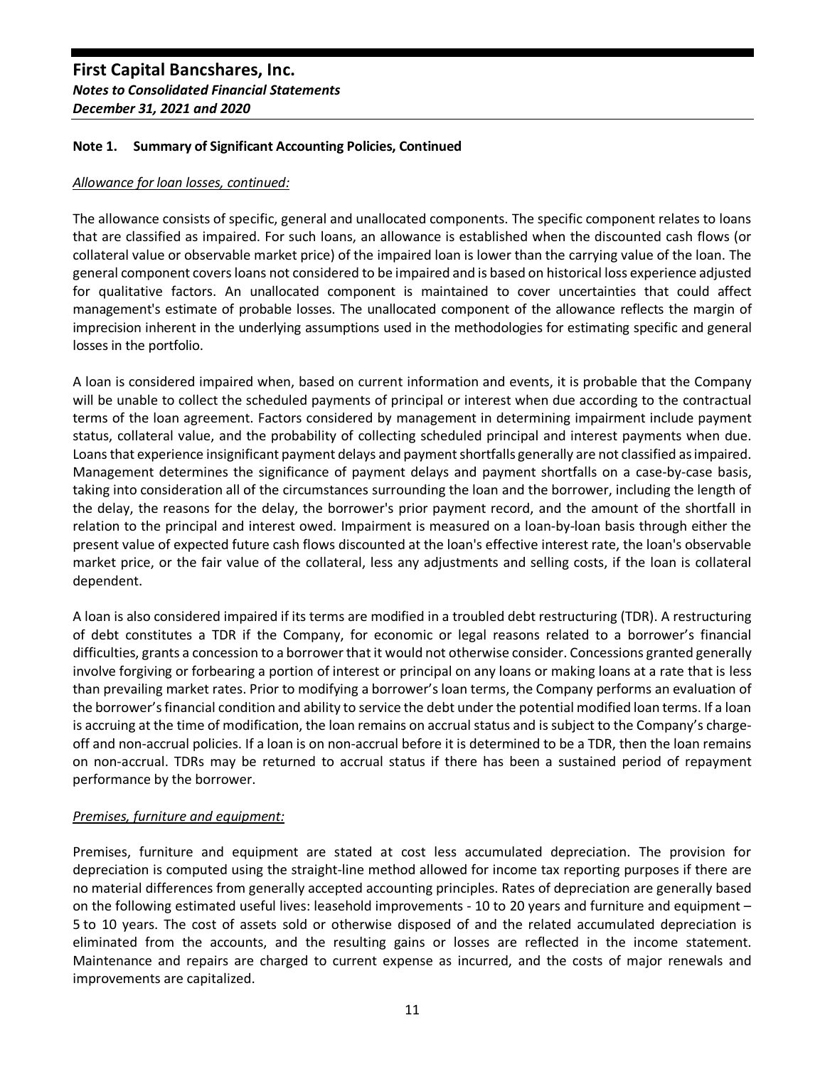## Note 1. Summary of Significant Accounting Policies, Continued

*Allowance for loan losses, continued:*

The allowance consists of specific, general and unallocated components. The specific component relates to loans that are classified as impaired. For such loans, an allowance is established when the discounted cash flows (or collateral value or observable market price) of the impaired loan is lower than the carrying value of the loan. The general component covers loans not considered to be impaired and is based on historical loss experience adjusted for qualitative factors. An unallocated component is maintained to cover uncertainties that could affect management's estimate of probable losses. The unallocated component of the allowance reflects the margin of imprecision inherent in the underlying assumptions used in the methodologies for estimating specific and general losses in the portfolio.

A loan is considered impaired when, based on current information and events, it is probable that the Company will be unable to collect the scheduled payments of principal or interest when due according to the contractual terms of the loan agreement. Factors considered by management in determining impairment include payment status, collateral value, and the probability of collecting scheduled principal and interest payments when due. Loans that experience insignificant payment delays and payment shortfalls generally are not classified as impaired. Management determines the significance of payment delays and payment shortfalls on a case-by-case basis, taking into consideration all of the circumstances surrounding the loan and the borrower, including the length of the delay, the reasons for the delay, the borrower's prior payment record, and the amount of the shortfall in relation to the principal and interest owed. Impairment is measured on a loan-by-loan basis through either the present value of expected future cash flows discounted at the loan's effective interest rate, the loan's observable market price, or the fair value of the collateral, less any adjustments and selling costs, if the loan is collateral dependent.

A loan is also considered impaired if its terms are modified in a troubled debt restructuring (TDR). A restructuring of debt constitutes a TDR if the Company, for economic or legal reasons related to a borrower's financial difficulties, grants a concession to a borrower that it would not otherwise consider. Concessions granted generally involve forgiving or forbearing a portion of interest or principal on any loans or making loans at a rate that is less than prevailing market rates. Prior to modifying a borrower's loan terms, the Company performs an evaluation of the borrower's financial condition and ability to service the debt under the potential modified loan terms. If a loan is accruing at the time of modification, the loan remains on accrual status and is subject to the Company's charge-off and non-accrual policies. If a loan is on non-accrual before it is determined to be a TDR, then the loan remains on non-accrual. TDRs may be returned to accrual status if there has been a sustained period of repayment performance by the borrower.

*Premises, furniture and equipment:*

Premises, furniture and equipment are stated at cost less accumulated depreciation. The provision for depreciation is computed using the straight-line method allowed for income tax reporting purposes if there are no material differences from generally accepted accounting principles. Rates of depreciation are generally based on the following estimated useful lives: leasehold improvements - 10 to 20 years and furniture and equipment – 5 to 10 years. The cost of assets sold or otherwise disposed of and the related accumulated depreciation is eliminated from the accounts, and the resulting gains or losses are reflected in the income statement. Maintenance and repairs are charged to current expense as incurred, and the costs of major renewals and improvements are capitalized.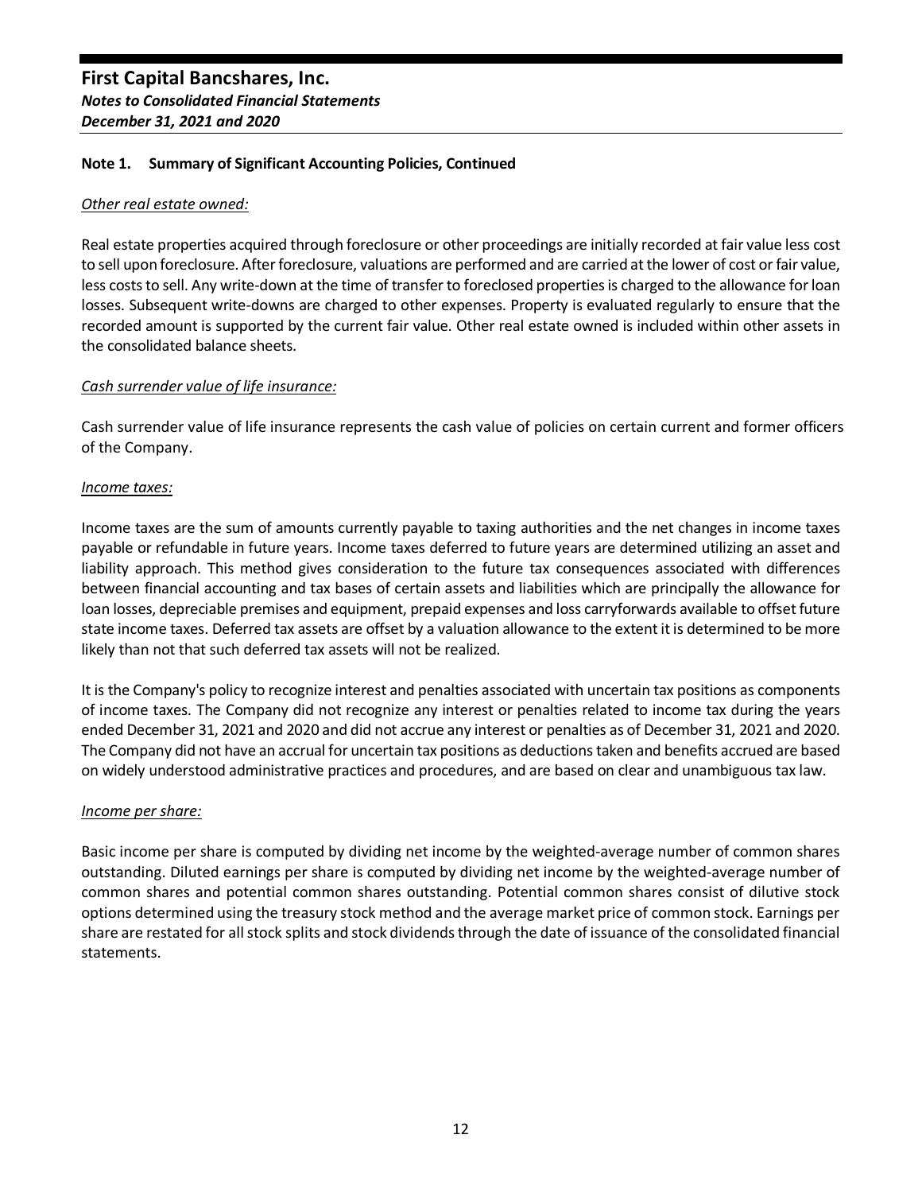**First Capital Bancshares, Inc.**
***Notes to Consolidated Financial Statements***
***December 31, 2021 and 2020***

### Note 1. Summary of Significant Accounting Policies, Continued

*Other real estate owned:*

Real estate properties acquired through foreclosure or other proceedings are initially recorded at fair value less cost to sell upon foreclosure. After foreclosure, valuations are performed and are carried at the lower of cost or fair value, less costs to sell. Any write-down at the time of transfer to foreclosed properties is charged to the allowance for loan losses. Subsequent write-downs are charged to other expenses. Property is evaluated regularly to ensure that the recorded amount is supported by the current fair value. Other real estate owned is included within other assets in the consolidated balance sheets.

*Cash surrender value of life insurance:*

Cash surrender value of life insurance represents the cash value of policies on certain current and former officers of the Company.

*Income taxes:*

Income taxes are the sum of amounts currently payable to taxing authorities and the net changes in income taxes payable or refundable in future years. Income taxes deferred to future years are determined utilizing an asset and liability approach. This method gives consideration to the future tax consequences associated with differences between financial accounting and tax bases of certain assets and liabilities which are principally the allowance for loan losses, depreciable premises and equipment, prepaid expenses and loss carryforwards available to offset future state income taxes. Deferred tax assets are offset by a valuation allowance to the extent it is determined to be more likely than not that such deferred tax assets will not be realized.

It is the Company's policy to recognize interest and penalties associated with uncertain tax positions as components of income taxes. The Company did not recognize any interest or penalties related to income tax during the years ended December 31, 2021 and 2020 and did not accrue any interest or penalties as of December 31, 2021 and 2020. The Company did not have an accrual for uncertain tax positions as deductions taken and benefits accrued are based on widely understood administrative practices and procedures, and are based on clear and unambiguous tax law.

*Income per share:*

Basic income per share is computed by dividing net income by the weighted-average number of common shares outstanding. Diluted earnings per share is computed by dividing net income by the weighted-average number of common shares and potential common shares outstanding. Potential common shares consist of dilutive stock options determined using the treasury stock method and the average market price of common stock. Earnings per share are restated for all stock splits and stock dividends through the date of issuance of the consolidated financial statements.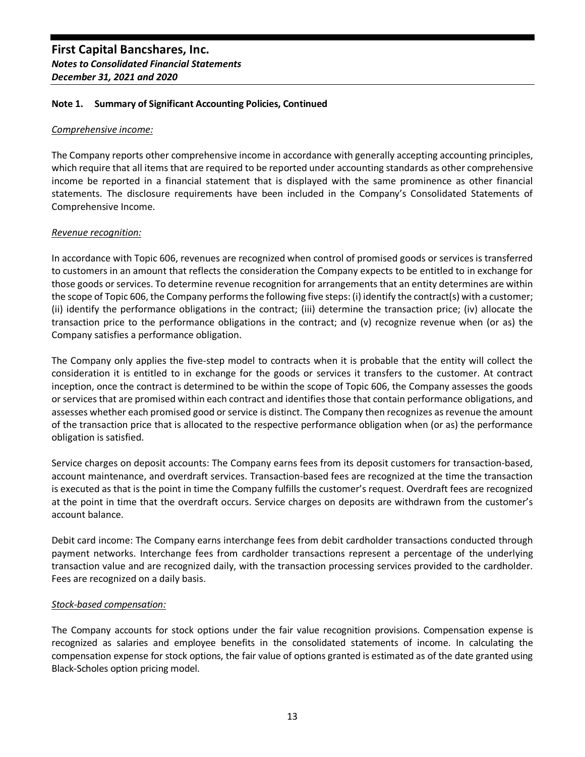# First Capital Bancshares, Inc.
## *Notes to Consolidated Financial Statements*
## *December 31, 2021 and 2020*

### Note 1. Summary of Significant Accounting Policies, Continued

*Comprehensive income:*

The Company reports other comprehensive income in accordance with generally accepting accounting principles, which require that all items that are required to be reported under accounting standards as other comprehensive income be reported in a financial statement that is displayed with the same prominence as other financial statements. The disclosure requirements have been included in the Company's Consolidated Statements of Comprehensive Income.

*Revenue recognition:*

In accordance with Topic 606, revenues are recognized when control of promised goods or services is transferred to customers in an amount that reflects the consideration the Company expects to be entitled to in exchange for those goods or services. To determine revenue recognition for arrangements that an entity determines are within the scope of Topic 606, the Company performs the following five steps: (i) identify the contract(s) with a customer; (ii) identify the performance obligations in the contract; (iii) determine the transaction price; (iv) allocate the transaction price to the performance obligations in the contract; and (v) recognize revenue when (or as) the Company satisfies a performance obligation.

The Company only applies the five-step model to contracts when it is probable that the entity will collect the consideration it is entitled to in exchange for the goods or services it transfers to the customer. At contract inception, once the contract is determined to be within the scope of Topic 606, the Company assesses the goods or services that are promised within each contract and identifies those that contain performance obligations, and assesses whether each promised good or service is distinct. The Company then recognizes as revenue the amount of the transaction price that is allocated to the respective performance obligation when (or as) the performance obligation is satisfied.

Service charges on deposit accounts: The Company earns fees from its deposit customers for transaction-based, account maintenance, and overdraft services. Transaction-based fees are recognized at the time the transaction is executed as that is the point in time the Company fulfills the customer's request. Overdraft fees are recognized at the point in time that the overdraft occurs. Service charges on deposits are withdrawn from the customer's account balance.

Debit card income: The Company earns interchange fees from debit cardholder transactions conducted through payment networks. Interchange fees from cardholder transactions represent a percentage of the underlying transaction value and are recognized daily, with the transaction processing services provided to the cardholder. Fees are recognized on a daily basis.

*Stock-based compensation:*

The Company accounts for stock options under the fair value recognition provisions. Compensation expense is recognized as salaries and employee benefits in the consolidated statements of income. In calculating the compensation expense for stock options, the fair value of options granted is estimated as of the date granted using Black-Scholes option pricing model.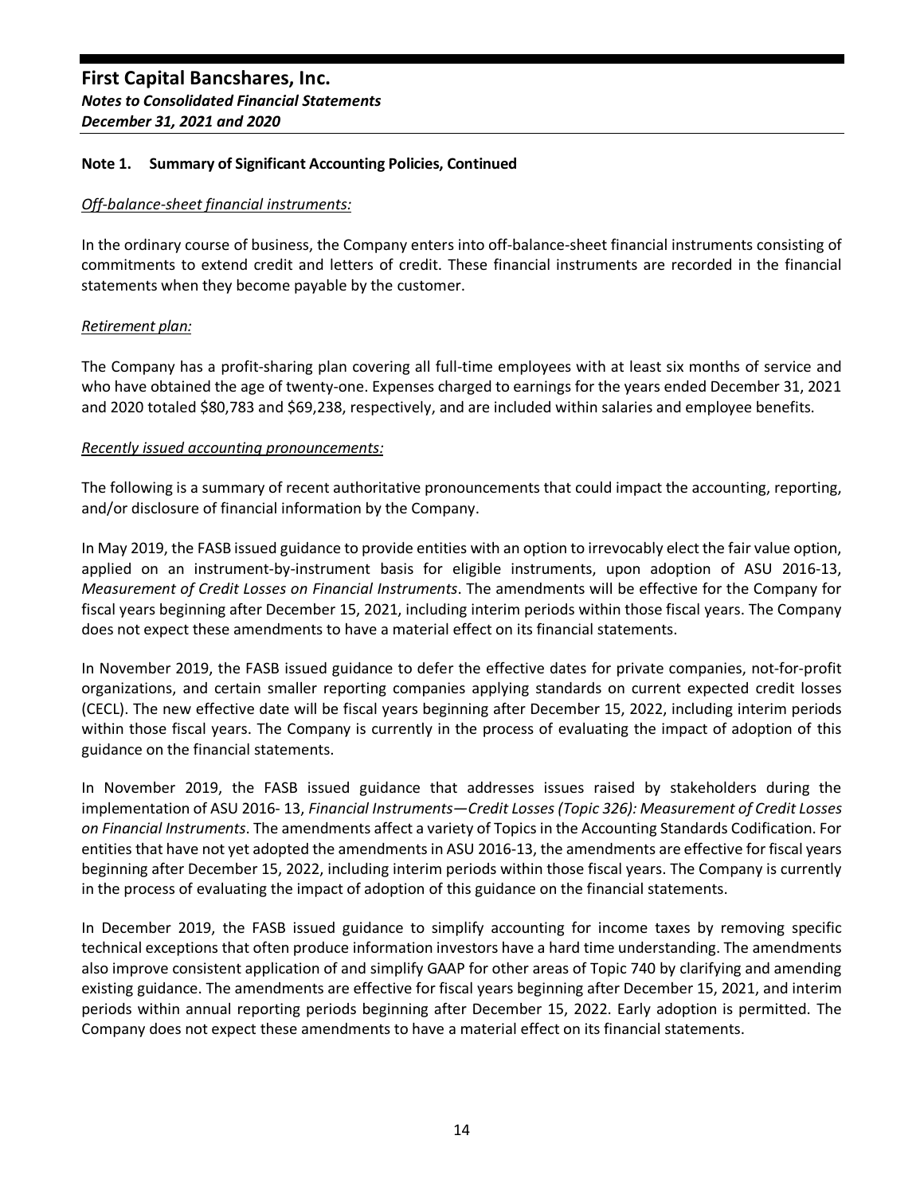## Note 1. Summary of Significant Accounting Policies, Continued

*Off-balance-sheet financial instruments:*

In the ordinary course of business, the Company enters into off-balance-sheet financial instruments consisting of commitments to extend credit and letters of credit. These financial instruments are recorded in the financial statements when they become payable by the customer.

*Retirement plan:*

The Company has a profit-sharing plan covering all full-time employees with at least six months of service and who have obtained the age of twenty-one. Expenses charged to earnings for the years ended December 31, 2021 and 2020 totaled $80,783 and $69,238, respectively, and are included within salaries and employee benefits.

*Recently issued accounting pronouncements:*

The following is a summary of recent authoritative pronouncements that could impact the accounting, reporting, and/or disclosure of financial information by the Company.

In May 2019, the FASB issued guidance to provide entities with an option to irrevocably elect the fair value option, applied on an instrument-by-instrument basis for eligible instruments, upon adoption of ASU 2016-13, *Measurement of Credit Losses on Financial Instruments*. The amendments will be effective for the Company for fiscal years beginning after December 15, 2021, including interim periods within those fiscal years. The Company does not expect these amendments to have a material effect on its financial statements.

In November 2019, the FASB issued guidance to defer the effective dates for private companies, not-for-profit organizations, and certain smaller reporting companies applying standards on current expected credit losses (CECL). The new effective date will be fiscal years beginning after December 15, 2022, including interim periods within those fiscal years. The Company is currently in the process of evaluating the impact of adoption of this guidance on the financial statements.

In November 2019, the FASB issued guidance that addresses issues raised by stakeholders during the implementation of ASU 2016- 13, *Financial Instruments—Credit Losses (Topic 326): Measurement of Credit Losses on Financial Instruments*. The amendments affect a variety of Topics in the Accounting Standards Codification. For entities that have not yet adopted the amendments in ASU 2016-13, the amendments are effective for fiscal years beginning after December 15, 2022, including interim periods within those fiscal years. The Company is currently in the process of evaluating the impact of adoption of this guidance on the financial statements.

In December 2019, the FASB issued guidance to simplify accounting for income taxes by removing specific technical exceptions that often produce information investors have a hard time understanding. The amendments also improve consistent application of and simplify GAAP for other areas of Topic 740 by clarifying and amending existing guidance. The amendments are effective for fiscal years beginning after December 15, 2021, and interim periods within annual reporting periods beginning after December 15, 2022. Early adoption is permitted. The Company does not expect these amendments to have a material effect on its financial statements.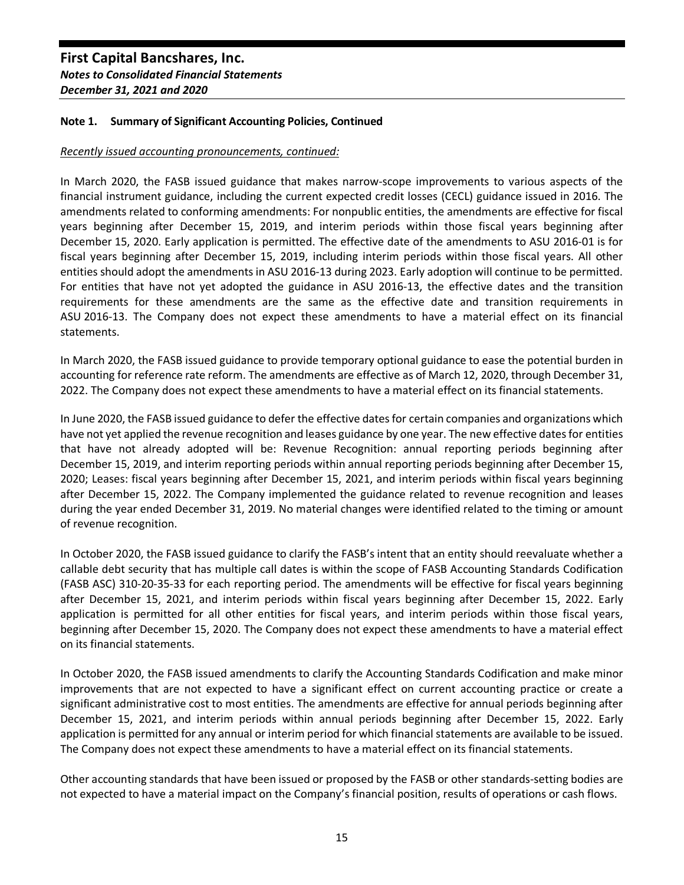**Note 1. Summary of Significant Accounting Policies, Continued**

*Recently issued accounting pronouncements, continued:*

In March 2020, the FASB issued guidance that makes narrow-scope improvements to various aspects of the financial instrument guidance, including the current expected credit losses (CECL) guidance issued in 2016. The amendments related to conforming amendments: For nonpublic entities, the amendments are effective for fiscal years beginning after December 15, 2019, and interim periods within those fiscal years beginning after December 15, 2020. Early application is permitted. The effective date of the amendments to ASU 2016-01 is for fiscal years beginning after December 15, 2019, including interim periods within those fiscal years. All other entities should adopt the amendments in ASU 2016-13 during 2023. Early adoption will continue to be permitted. For entities that have not yet adopted the guidance in ASU 2016-13, the effective dates and the transition requirements for these amendments are the same as the effective date and transition requirements in ASU 2016-13. The Company does not expect these amendments to have a material effect on its financial statements.

In March 2020, the FASB issued guidance to provide temporary optional guidance to ease the potential burden in accounting for reference rate reform. The amendments are effective as of March 12, 2020, through December 31, 2022. The Company does not expect these amendments to have a material effect on its financial statements.

In June 2020, the FASB issued guidance to defer the effective dates for certain companies and organizations which have not yet applied the revenue recognition and leases guidance by one year. The new effective dates for entities that have not already adopted will be: Revenue Recognition: annual reporting periods beginning after December 15, 2019, and interim reporting periods within annual reporting periods beginning after December 15, 2020; Leases: fiscal years beginning after December 15, 2021, and interim periods within fiscal years beginning after December 15, 2022. The Company implemented the guidance related to revenue recognition and leases during the year ended December 31, 2019. No material changes were identified related to the timing or amount of revenue recognition.

In October 2020, the FASB issued guidance to clarify the FASB's intent that an entity should reevaluate whether a callable debt security that has multiple call dates is within the scope of FASB Accounting Standards Codification (FASB ASC) 310-20-35-33 for each reporting period. The amendments will be effective for fiscal years beginning after December 15, 2021, and interim periods within fiscal years beginning after December 15, 2022. Early application is permitted for all other entities for fiscal years, and interim periods within those fiscal years, beginning after December 15, 2020. The Company does not expect these amendments to have a material effect on its financial statements.

In October 2020, the FASB issued amendments to clarify the Accounting Standards Codification and make minor improvements that are not expected to have a significant effect on current accounting practice or create a significant administrative cost to most entities. The amendments are effective for annual periods beginning after December 15, 2021, and interim periods within annual periods beginning after December 15, 2022. Early application is permitted for any annual or interim period for which financial statements are available to be issued. The Company does not expect these amendments to have a material effect on its financial statements.

Other accounting standards that have been issued or proposed by the FASB or other standards-setting bodies are not expected to have a material impact on the Company's financial position, results of operations or cash flows.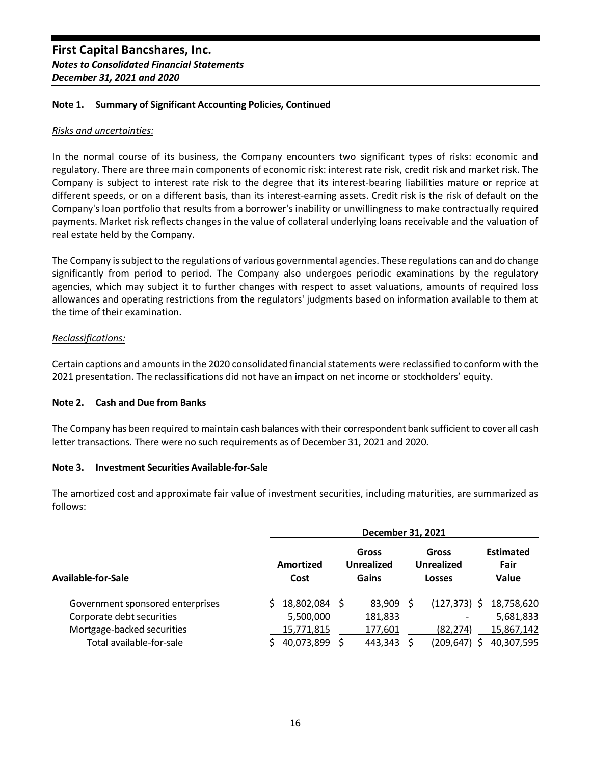## Note 1. Summary of Significant Accounting Policies, Continued

*Risks and uncertainties:*

In the normal course of its business, the Company encounters two significant types of risks: economic and regulatory. There are three main components of economic risk: interest rate risk, credit risk and market risk. The Company is subject to interest rate risk to the degree that its interest-bearing liabilities mature or reprice at different speeds, or on a different basis, than its interest-earning assets. Credit risk is the risk of default on the Company's loan portfolio that results from a borrower's inability or unwillingness to make contractually required payments. Market risk reflects changes in the value of collateral underlying loans receivable and the valuation of real estate held by the Company.

The Company is subject to the regulations of various governmental agencies. These regulations can and do change significantly from period to period. The Company also undergoes periodic examinations by the regulatory agencies, which may subject it to further changes with respect to asset valuations, amounts of required loss allowances and operating restrictions from the regulators' judgments based on information available to them at the time of their examination.

*Reclassifications:*

Certain captions and amounts in the 2020 consolidated financial statements were reclassified to conform with the 2021 presentation. The reclassifications did not have an impact on net income or stockholders' equity.

## Note 2. Cash and Due from Banks

The Company has been required to maintain cash balances with their correspondent bank sufficient to cover all cash letter transactions. There were no such requirements as of December 31, 2021 and 2020.

## Note 3. Investment Securities Available-for-Sale

The amortized cost and approximate fair value of investment securities, including maturities, are summarized as follows:

| | December 31, 2021 | | | |
|---|---|---|---|---|
| **Available-for-Sale** | **Amortized Cost** | **Gross Unrealized Gains** | **Gross Unrealized Losses** | **Estimated Fair Value** |
| Government sponsored enterprises | $ 18,802,084 | $ 83,909 | $ (127,373) | $ 18,758,620 |
| Corporate debt securities | 5,500,000 | 181,833 | - | 5,681,833 |
| Mortgage-backed securities | 15,771,815 | 177,601 | (82,274) | 15,867,142 |
| Total available-for-sale | $ 40,073,899 | $ 443,343 | $ (209,647) | $ 40,307,595 |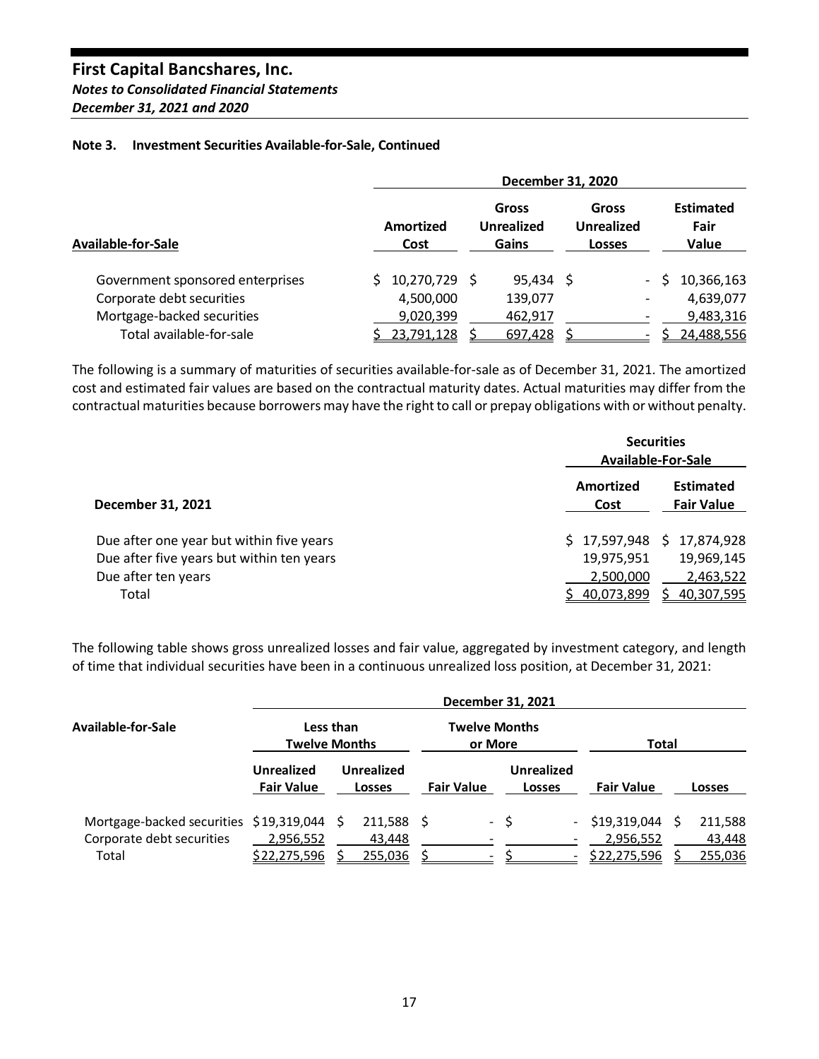# First Capital Bancshares, Inc.

***Notes to Consolidated Financial Statements***

***December 31, 2021 and 2020***

**Note 3. Investment Securities Available-for-Sale, Continued**

| | December 31, 2020 | | | |
|---|---|---|---|---|
| **Available-for-Sale** | **Amortized Cost** | **Gross Unrealized Gains** | **Gross Unrealized Losses** | **Estimated Fair Value** |
| Government sponsored enterprises | $ 10,270,729 | $ 95,434 | $ - | $ 10,366,163 |
| Corporate debt securities | 4,500,000 | 139,077 | - | 4,639,077 |
| Mortgage-backed securities | 9,020,399 | 462,917 | - | 9,483,316 |
| Total available-for-sale | $ 23,791,128 | $ 697,428 | $ - | $ 24,488,556 |

The following is a summary of maturities of securities available-for-sale as of December 31, 2021. The amortized cost and estimated fair values are based on the contractual maturity dates. Actual maturities may differ from the contractual maturities because borrowers may have the right to call or prepay obligations with or without penalty.

| | Securities Available-For-Sale | |
|---|---|---|
| **December 31, 2021** | **Amortized Cost** | **Estimated Fair Value** |
| Due after one year but within five years | $ 17,597,948 | $ 17,874,928 |
| Due after five years but within ten years | 19,975,951 | 19,969,145 |
| Due after ten years | 2,500,000 | 2,463,522 |
| Total | $ 40,073,899 | $ 40,307,595 |

The following table shows gross unrealized losses and fair value, aggregated by investment category, and length of time that individual securities have been in a continuous unrealized loss position, at December 31, 2021:

| | December 31, 2021 | | | | | |
|---|---|---|---|---|---|---|
| **Available-for-Sale** | **Less than Twelve Months** | | **Twelve Months or More** | | **Total** | |
| | **Unrealized Fair Value** | **Unrealized Losses** | **Fair Value** | **Unrealized Losses** | **Fair Value** | **Losses** |
| Mortgage-backed securities | $19,319,044 | $ 211,588 | $ - | $ - | $19,319,044 | $ 211,588 |
| Corporate debt securities | 2,956,552 | 43,448 | - | - | 2,956,552 | 43,448 |
| Total | $22,275,596 | $ 255,036 | $ - | $ - | $22,275,596 | $ 255,036 |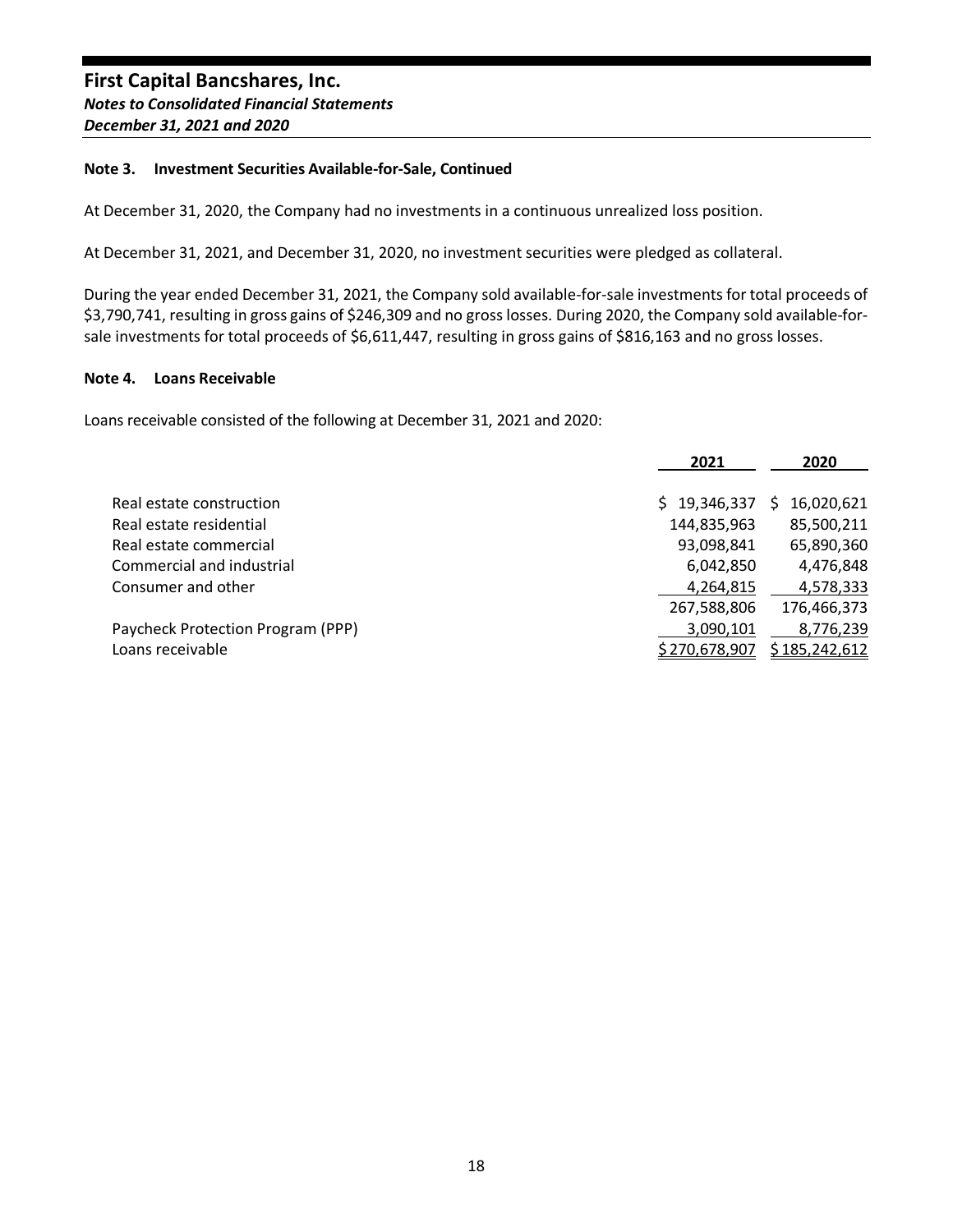**Note 3. Investment Securities Available-for-Sale, Continued**

At December 31, 2020, the Company had no investments in a continuous unrealized loss position.

At December 31, 2021, and December 31, 2020, no investment securities were pledged as collateral.

During the year ended December 31, 2021, the Company sold available-for-sale investments for total proceeds of $3,790,741, resulting in gross gains of $246,309 and no gross losses. During 2020, the Company sold available-for-sale investments for total proceeds of $6,611,447, resulting in gross gains of $816,163 and no gross losses.

**Note 4. Loans Receivable**

Loans receivable consisted of the following at December 31, 2021 and 2020:

| | 2021 | 2020 |
|---|---|---|
| Real estate construction | $ 19,346,337 | $ 16,020,621 |
| Real estate residential | 144,835,963 | 85,500,211 |
| Real estate commercial | 93,098,841 | 65,890,360 |
| Commercial and industrial | 6,042,850 | 4,476,848 |
| Consumer and other | 4,264,815 | 4,578,333 |
| | 267,588,806 | 176,466,373 |
| Paycheck Protection Program (PPP) | 3,090,101 | 8,776,239 |
| Loans receivable | $ 270,678,907 | $ 185,242,612 |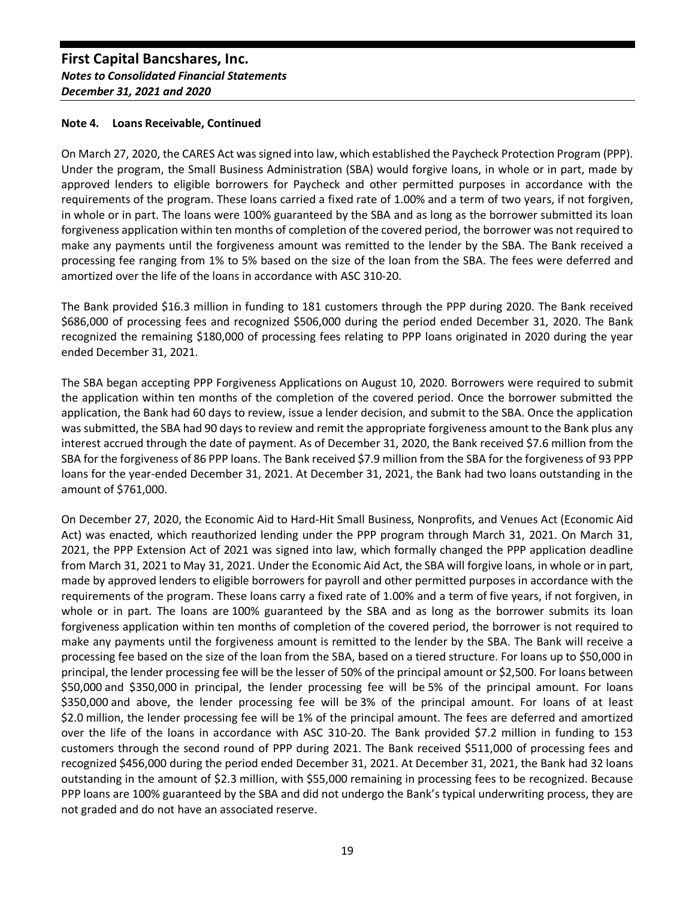**Note 4. Loans Receivable, Continued**

On March 27, 2020, the CARES Act was signed into law, which established the Paycheck Protection Program (PPP). Under the program, the Small Business Administration (SBA) would forgive loans, in whole or in part, made by approved lenders to eligible borrowers for Paycheck and other permitted purposes in accordance with the requirements of the program. These loans carried a fixed rate of 1.00% and a term of two years, if not forgiven, in whole or in part. The loans were 100% guaranteed by the SBA and as long as the borrower submitted its loan forgiveness application within ten months of completion of the covered period, the borrower was not required to make any payments until the forgiveness amount was remitted to the lender by the SBA. The Bank received a processing fee ranging from 1% to 5% based on the size of the loan from the SBA. The fees were deferred and amortized over the life of the loans in accordance with ASC 310-20.

The Bank provided $16.3 million in funding to 181 customers through the PPP during 2020. The Bank received $686,000 of processing fees and recognized $506,000 during the period ended December 31, 2020. The Bank recognized the remaining $180,000 of processing fees relating to PPP loans originated in 2020 during the year ended December 31, 2021.

The SBA began accepting PPP Forgiveness Applications on August 10, 2020. Borrowers were required to submit the application within ten months of the completion of the covered period. Once the borrower submitted the application, the Bank had 60 days to review, issue a lender decision, and submit to the SBA. Once the application was submitted, the SBA had 90 days to review and remit the appropriate forgiveness amount to the Bank plus any interest accrued through the date of payment. As of December 31, 2020, the Bank received $7.6 million from the SBA for the forgiveness of 86 PPP loans. The Bank received $7.9 million from the SBA for the forgiveness of 93 PPP loans for the year-ended December 31, 2021. At December 31, 2021, the Bank had two loans outstanding in the amount of $761,000.

On December 27, 2020, the Economic Aid to Hard-Hit Small Business, Nonprofits, and Venues Act (Economic Aid Act) was enacted, which reauthorized lending under the PPP program through March 31, 2021. On March 31, 2021, the PPP Extension Act of 2021 was signed into law, which formally changed the PPP application deadline from March 31, 2021 to May 31, 2021. Under the Economic Aid Act, the SBA will forgive loans, in whole or in part, made by approved lenders to eligible borrowers for payroll and other permitted purposes in accordance with the requirements of the program. These loans carry a fixed rate of 1.00% and a term of five years, if not forgiven, in whole or in part. The loans are 100% guaranteed by the SBA and as long as the borrower submits its loan forgiveness application within ten months of completion of the covered period, the borrower is not required to make any payments until the forgiveness amount is remitted to the lender by the SBA. The Bank will receive a processing fee based on the size of the loan from the SBA, based on a tiered structure. For loans up to $50,000 in principal, the lender processing fee will be the lesser of 50% of the principal amount or $2,500. For loans between $50,000 and $350,000 in principal, the lender processing fee will be 5% of the principal amount. For loans $350,000 and above, the lender processing fee will be 3% of the principal amount. For loans of at least $2.0 million, the lender processing fee will be 1% of the principal amount. The fees are deferred and amortized over the life of the loans in accordance with ASC 310-20. The Bank provided $7.2 million in funding to 153 customers through the second round of PPP during 2021. The Bank received $511,000 of processing fees and recognized $456,000 during the period ended December 31, 2021. At December 31, 2021, the Bank had 32 loans outstanding in the amount of $2.3 million, with $55,000 remaining in processing fees to be recognized. Because PPP loans are 100% guaranteed by the SBA and did not undergo the Bank's typical underwriting process, they are not graded and do not have an associated reserve.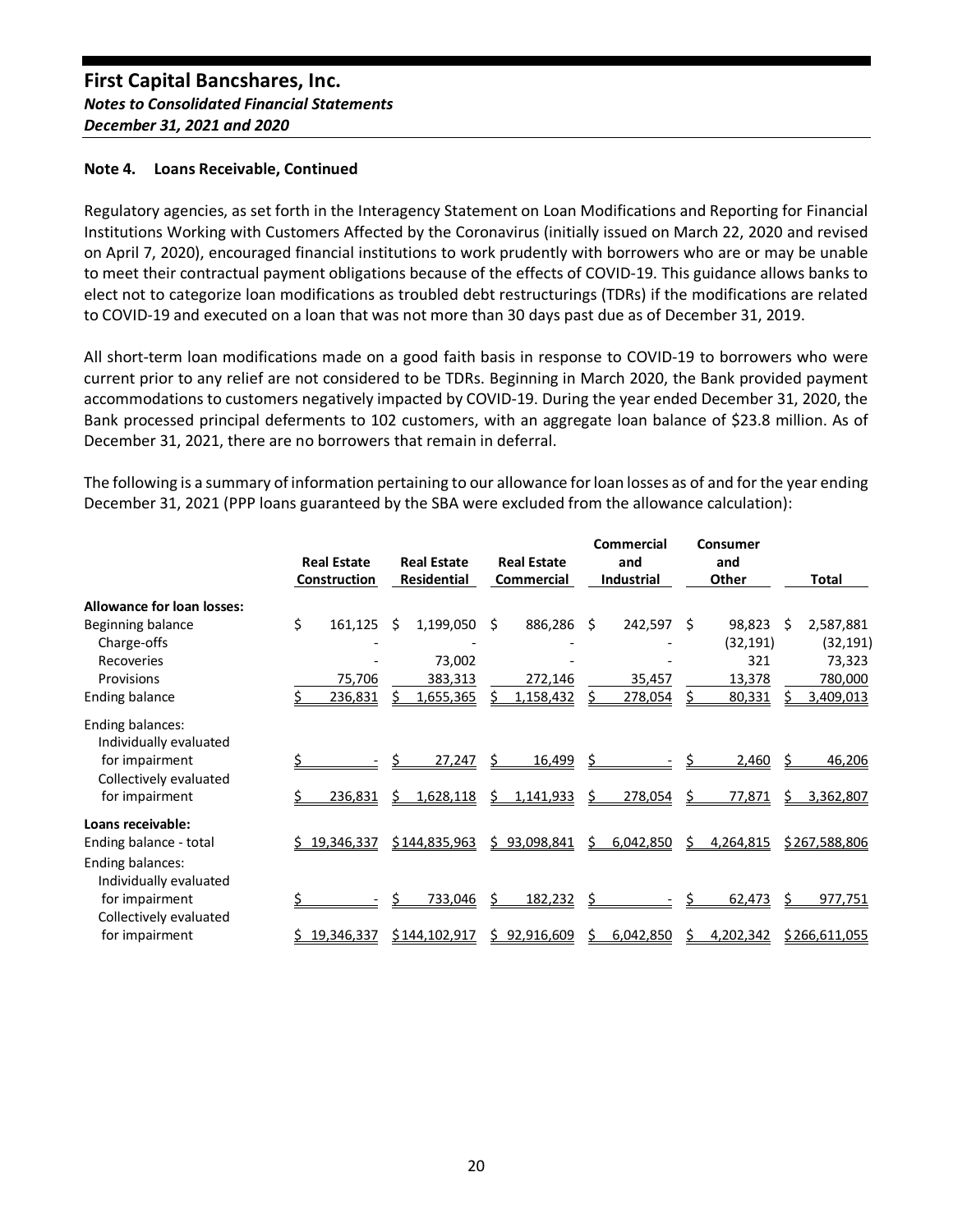## Note 4. Loans Receivable, Continued

Regulatory agencies, as set forth in the Interagency Statement on Loan Modifications and Reporting for Financial Institutions Working with Customers Affected by the Coronavirus (initially issued on March 22, 2020 and revised on April 7, 2020), encouraged financial institutions to work prudently with borrowers who are or may be unable to meet their contractual payment obligations because of the effects of COVID-19. This guidance allows banks to elect not to categorize loan modifications as troubled debt restructurings (TDRs) if the modifications are related to COVID-19 and executed on a loan that was not more than 30 days past due as of December 31, 2019.

All short-term loan modifications made on a good faith basis in response to COVID-19 to borrowers who were current prior to any relief are not considered to be TDRs. Beginning in March 2020, the Bank provided payment accommodations to customers negatively impacted by COVID-19. During the year ended December 31, 2020, the Bank processed principal deferments to 102 customers, with an aggregate loan balance of $23.8 million. As of December 31, 2021, there are no borrowers that remain in deferral.

The following is a summary of information pertaining to our allowance for loan losses as of and for the year ending December 31, 2021 (PPP loans guaranteed by the SBA were excluded from the allowance calculation):

| | Real Estate Construction | Real Estate Residential | Real Estate Commercial | Commercial and Industrial | Consumer and Other | Total |
|---|---|---|---|---|---|---|
| **Allowance for loan losses:** | | | | | | |
| Beginning balance | $ 161,125 | $ 1,199,050 | $ 886,286 | $ 242,597 | $ 98,823 | $ 2,587,881 |
| Charge-offs | - | - | - | - | (32,191) | (32,191) |
| Recoveries | - | 73,002 | - | - | 321 | 73,323 |
| Provisions | 75,706 | 383,313 | 272,146 | 35,457 | 13,378 | 780,000 |
| Ending balance | $ 236,831 | $ 1,655,365 | $ 1,158,432 | $ 278,054 | $ 80,331 | $ 3,409,013 |
| Ending balances: | | | | | | |
| Individually evaluated for impairment | $ - | $ 27,247 | $ 16,499 | $ - | $ 2,460 | $ 46,206 |
| Collectively evaluated for impairment | $ 236,831 | $ 1,628,118 | $ 1,141,933 | $ 278,054 | $ 77,871 | $ 3,362,807 |
| **Loans receivable:** | | | | | | |
| Ending balance - total | $ 19,346,337 | $ 144,835,963 | $ 93,098,841 | $ 6,042,850 | $ 4,264,815 | $ 267,588,806 |
| Ending balances: | | | | | | |
| Individually evaluated for impairment | $ - | $ 733,046 | $ 182,232 | $ - | $ 62,473 | $ 977,751 |
| Collectively evaluated for impairment | $ 19,346,337 | $ 144,102,917 | $ 92,916,609 | $ 6,042,850 | $ 4,202,342 | $ 266,611,055 |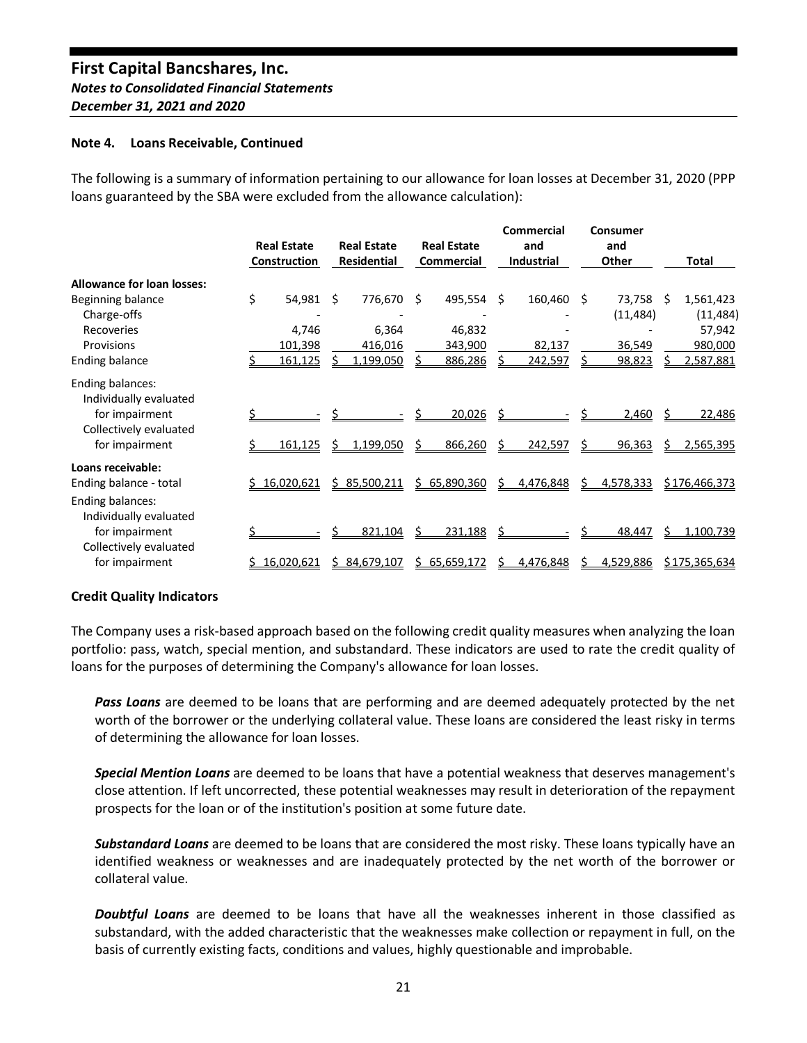**First Capital Bancshares, Inc.**
***Notes to Consolidated Financial Statements***
***December 31, 2021 and 2020***

#### Note 4. Loans Receivable, Continued

The following is a summary of information pertaining to our allowance for loan losses at December 31, 2020 (PPP loans guaranteed by the SBA were excluded from the allowance calculation):

| | Real Estate Construction | Real Estate Residential | Real Estate Commercial | Commercial and Industrial | Consumer and Other | Total |
|---|---|---|---|---|---|---|
| **Allowance for loan losses:** | | | | | | |
| Beginning balance | $ 54,981 | $ 776,670 | $ 495,554 | $ 160,460 | $ 73,758 | $ 1,561,423 |
| Charge-offs | - | - | - | - | (11,484) | (11,484) |
| Recoveries | 4,746 | 6,364 | 46,832 | - | - | 57,942 |
| Provisions | 101,398 | 416,016 | 343,900 | 82,137 | 36,549 | 980,000 |
| Ending balance | $ 161,125 | $ 1,199,050 | $ 886,286 | $ 242,597 | $ 98,823 | $ 2,587,881 |
| Ending balances: | | | | | | |
| Individually evaluated for impairment | $ - | $ - | $ 20,026 | $ - | $ 2,460 | $ 22,486 |
| Collectively evaluated for impairment | $ 161,125 | $ 1,199,050 | $ 866,260 | $ 242,597 | $ 96,363 | $ 2,565,395 |
| **Loans receivable:** | | | | | | |
| Ending balance - total | $ 16,020,621 | $ 85,500,211 | $ 65,890,360 | $ 4,476,848 | $ 4,578,333 | $ 176,466,373 |
| Ending balances: | | | | | | |
| Individually evaluated for impairment | $ - | $ 821,104 | $ 231,188 | $ - | $ 48,447 | $ 1,100,739 |
| Collectively evaluated for impairment | $ 16,020,621 | $ 84,679,107 | $ 65,659,172 | $ 4,476,848 | $ 4,529,886 | $ 175,365,634 |

#### Credit Quality Indicators

The Company uses a risk-based approach based on the following credit quality measures when analyzing the loan portfolio: pass, watch, special mention, and substandard. These indicators are used to rate the credit quality of loans for the purposes of determining the Company's allowance for loan losses.

***Pass Loans*** are deemed to be loans that are performing and are deemed adequately protected by the net worth of the borrower or the underlying collateral value. These loans are considered the least risky in terms of determining the allowance for loan losses.

***Special Mention Loans*** are deemed to be loans that have a potential weakness that deserves management's close attention. If left uncorrected, these potential weaknesses may result in deterioration of the repayment prospects for the loan or of the institution's position at some future date.

***Substandard Loans*** are deemed to be loans that are considered the most risky. These loans typically have an identified weakness or weaknesses and are inadequately protected by the net worth of the borrower or collateral value.

***Doubtful Loans*** are deemed to be loans that have all the weaknesses inherent in those classified as substandard, with the added characteristic that the weaknesses make collection or repayment in full, on the basis of currently existing facts, conditions and values, highly questionable and improbable.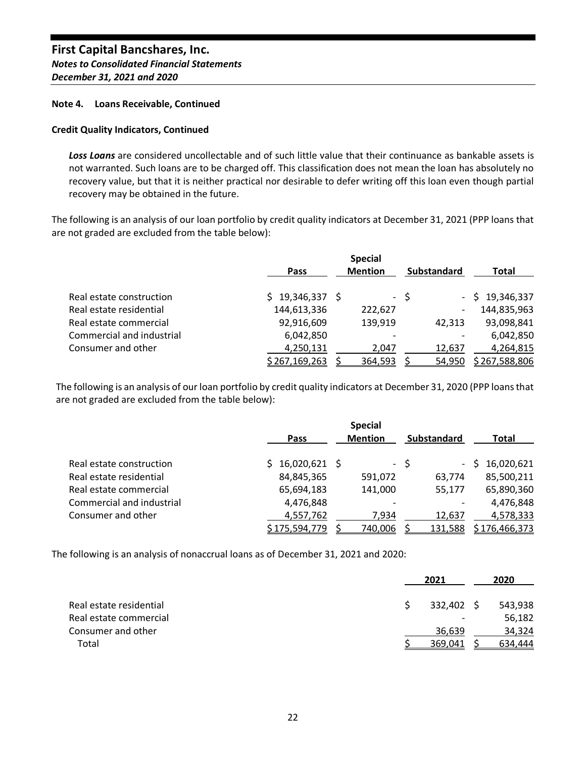**Note 4. Loans Receivable, Continued**

**Credit Quality Indicators, Continued**

***Loss Loans*** are considered uncollectable and of such little value that their continuance as bankable assets is not warranted. Such loans are to be charged off. This classification does not mean the loan has absolutely no recovery value, but that it is neither practical nor desirable to defer writing off this loan even though partial recovery may be obtained in the future.

The following is an analysis of our loan portfolio by credit quality indicators at December 31, 2021 (PPP loans that are not graded are excluded from the table below):

| | Pass | Special Mention | Substandard | Total |
|---|---|---|---|---|
| Real estate construction | $ 19,346,337 | $ - | $ - | $ 19,346,337 |
| Real estate residential | 144,613,336 | 222,627 | - | 144,835,963 |
| Real estate commercial | 92,916,609 | 139,919 | 42,313 | 93,098,841 |
| Commercial and industrial | 6,042,850 | - | - | 6,042,850 |
| Consumer and other | 4,250,131 | 2,047 | 12,637 | 4,264,815 |
| | $ 267,169,263 | $ 364,593 | $ 54,950 | $ 267,588,806 |

The following is an analysis of our loan portfolio by credit quality indicators at December 31, 2020 (PPP loans that are not graded are excluded from the table below):

| | Pass | Special Mention | Substandard | Total |
|---|---|---|---|---|
| Real estate construction | $ 16,020,621 | $ - | $ - | $ 16,020,621 |
| Real estate residential | 84,845,365 | 591,072 | 63,774 | 85,500,211 |
| Real estate commercial | 65,694,183 | 141,000 | 55,177 | 65,890,360 |
| Commercial and industrial | 4,476,848 | - | - | 4,476,848 |
| Consumer and other | 4,557,762 | 7,934 | 12,637 | 4,578,333 |
| | $ 175,594,779 | $ 740,006 | $ 131,588 | $ 176,466,373 |

The following is an analysis of nonaccrual loans as of December 31, 2021 and 2020:

| | 2021 | 2020 |
|---|---|---|
| Real estate residential | $ 332,402 | $ 543,938 |
| Real estate commercial | - | 56,182 |
| Consumer and other | 36,639 | 34,324 |
| Total | $ 369,041 | $ 634,444 |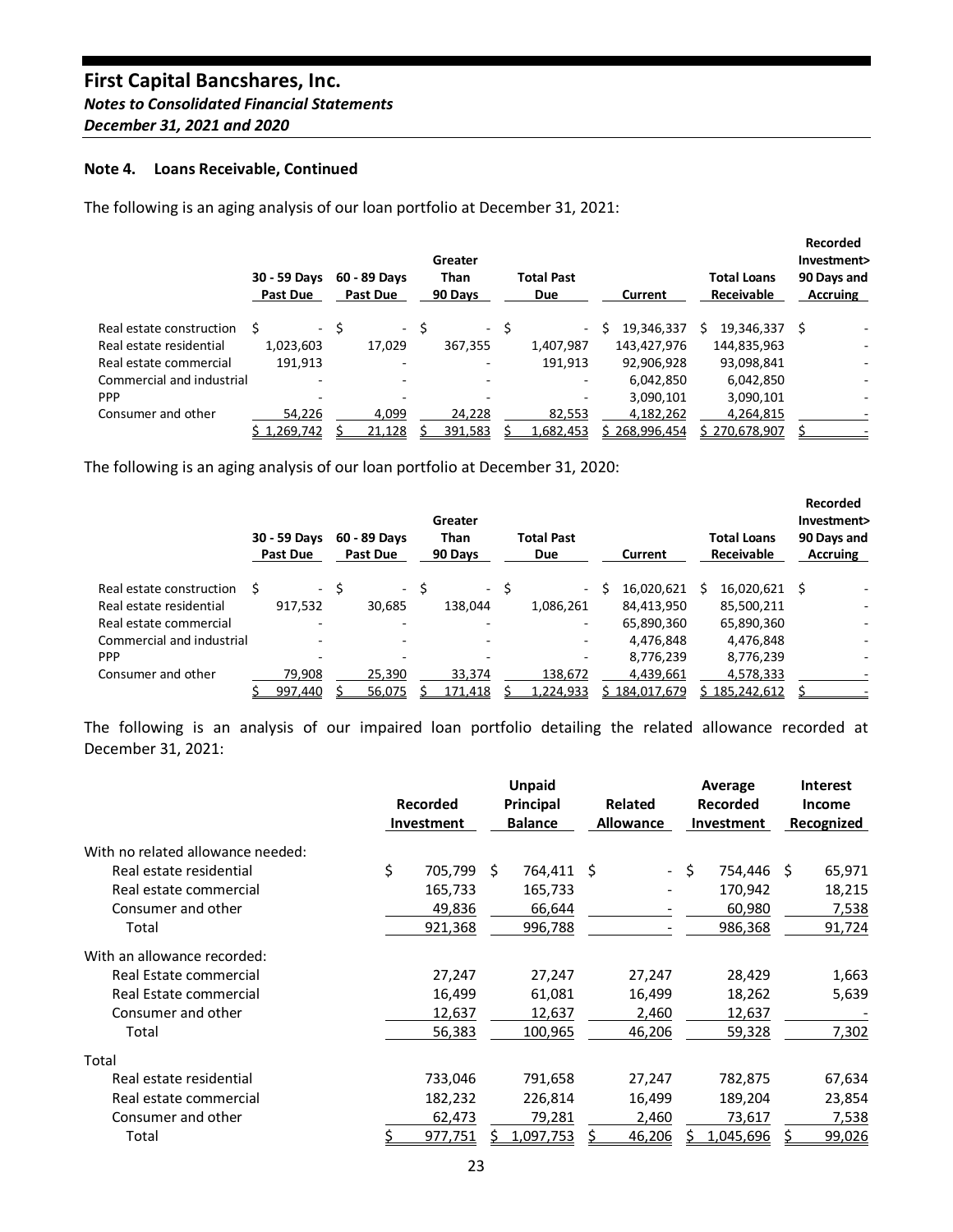**First Capital Bancshares, Inc.**
***Notes to Consolidated Financial Statements***
***December 31, 2021 and 2020***

**Note 4. Loans Receivable, Continued**

The following is an aging analysis of our loan portfolio at December 31, 2021:

| | 30 - 59 Days Past Due | 60 - 89 Days Past Due | Greater Than 90 Days | Total Past Due | Current | Total Loans Receivable | Recorded Investment> 90 Days and Accruing |
|---|---|---|---|---|---|---|---|
| Real estate construction | $ - | $ - | $ - | $ - | $ 19,346,337 | $ 19,346,337 | $ - |
| Real estate residential | 1,023,603 | 17,029 | 367,355 | 1,407,987 | 143,427,976 | 144,835,963 | - |
| Real estate commercial | 191,913 | - | - | 191,913 | 92,906,928 | 93,098,841 | - |
| Commercial and industrial | - | - | - | - | 6,042,850 | 6,042,850 | - |
| PPP | - | - | - | - | 3,090,101 | 3,090,101 | - |
| Consumer and other | 54,226 | 4,099 | 24,228 | 82,553 | 4,182,262 | 4,264,815 | - |
| | $ 1,269,742 | $ 21,128 | $ 391,583 | $ 1,682,453 | $ 268,996,454 | $ 270,678,907 | $ - |

The following is an aging analysis of our loan portfolio at December 31, 2020:

| | 30 - 59 Days Past Due | 60 - 89 Days Past Due | Greater Than 90 Days | Total Past Due | Current | Total Loans Receivable | Recorded Investment> 90 Days and Accruing |
|---|---|---|---|---|---|---|---|
| Real estate construction | $ - | $ - | $ - | $ - | $ 16,020,621 | $ 16,020,621 | $ - |
| Real estate residential | 917,532 | 30,685 | 138,044 | 1,086,261 | 84,413,950 | 85,500,211 | - |
| Real estate commercial | - | - | - | - | 65,890,360 | 65,890,360 | - |
| Commercial and industrial | - | - | - | - | 4,476,848 | 4,476,848 | - |
| PPP | - | - | - | - | 8,776,239 | 8,776,239 | - |
| Consumer and other | 79,908 | 25,390 | 33,374 | 138,672 | 4,439,661 | 4,578,333 | - |
| | $ 997,440 | $ 56,075 | $ 171,418 | $ 1,224,933 | $ 184,017,679 | $ 185,242,612 | $ - |

The following is an analysis of our impaired loan portfolio detailing the related allowance recorded at December 31, 2021:

| | Recorded Investment | Unpaid Principal Balance | Related Allowance | Average Recorded Investment | Interest Income Recognized |
|---|---|---|---|---|---|
| With no related allowance needed: | | | | | |
| Real estate residential | $ 705,799 | $ 764,411 | $ - | $ 754,446 | $ 65,971 |
| Real estate commercial | 165,733 | 165,733 | - | 170,942 | 18,215 |
| Consumer and other | 49,836 | 66,644 | - | 60,980 | 7,538 |
| Total | 921,368 | 996,788 | - | 986,368 | 91,724 |
| With an allowance recorded: | | | | | |
| Real Estate commercial | 27,247 | 27,247 | 27,247 | 28,429 | 1,663 |
| Real Estate commercial | 16,499 | 61,081 | 16,499 | 18,262 | 5,639 |
| Consumer and other | 12,637 | 12,637 | 2,460 | 12,637 | - |
| Total | 56,383 | 100,965 | 46,206 | 59,328 | 7,302 |
| Total | | | | | |
| Real estate residential | 733,046 | 791,658 | 27,247 | 782,875 | 67,634 |
| Real estate commercial | 182,232 | 226,814 | 16,499 | 189,204 | 23,854 |
| Consumer and other | 62,473 | 79,281 | 2,460 | 73,617 | 7,538 |
| Total | $ 977,751 | $ 1,097,753 | $ 46,206 | $ 1,045,696 | $ 99,026 |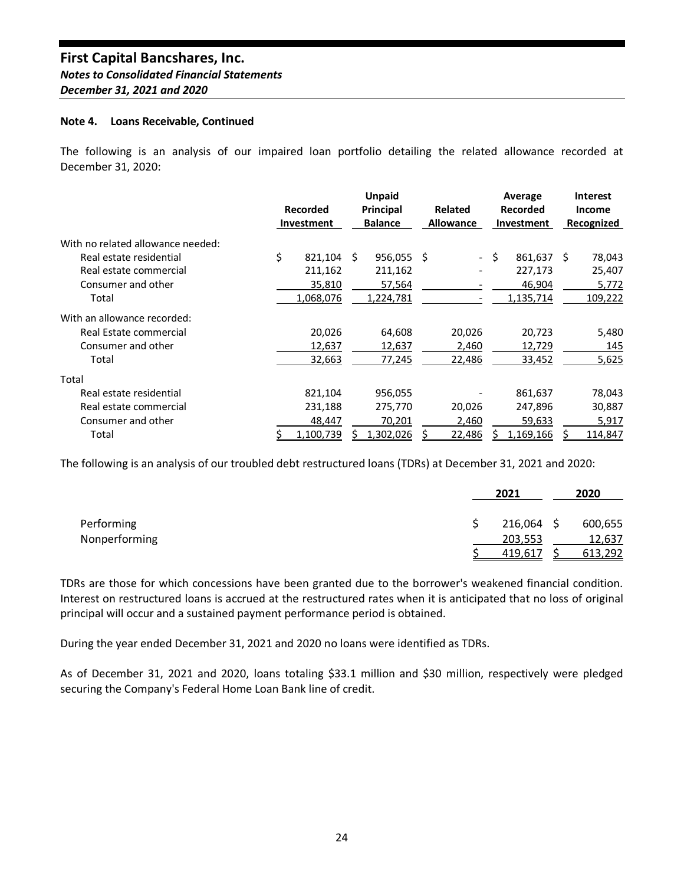**Note 4. Loans Receivable, Continued**

The following is an analysis of our impaired loan portfolio detailing the related allowance recorded at December 31, 2020:

| | Recorded Investment | Unpaid Principal Balance | Related Allowance | Average Recorded Investment | Interest Income Recognized |
|---|---|---|---|---|---|
| With no related allowance needed: | | | | | |
| Real estate residential | $ 821,104 | $ 956,055 | $ - | $ 861,637 | $ 78,043 |
| Real estate commercial | 211,162 | 211,162 | - | 227,173 | 25,407 |
| Consumer and other | 35,810 | 57,564 | - | 46,904 | 5,772 |
| Total | 1,068,076 | 1,224,781 | - | 1,135,714 | 109,222 |
| With an allowance recorded: | | | | | |
| Real Estate commercial | 20,026 | 64,608 | 20,026 | 20,723 | 5,480 |
| Consumer and other | 12,637 | 12,637 | 2,460 | 12,729 | 145 |
| Total | 32,663 | 77,245 | 22,486 | 33,452 | 5,625 |
| Total | | | | | |
| Real estate residential | 821,104 | 956,055 | - | 861,637 | 78,043 |
| Real estate commercial | 231,188 | 275,770 | 20,026 | 247,896 | 30,887 |
| Consumer and other | 48,447 | 70,201 | 2,460 | 59,633 | 5,917 |
| Total | $ 1,100,739 | $ 1,302,026 | $ 22,486 | $ 1,169,166 | $ 114,847 |

The following is an analysis of our troubled debt restructured loans (TDRs) at December 31, 2021 and 2020:

| | 2021 | 2020 |
|---|---|---|
| Performing | $ 216,064 | $ 600,655 |
| Nonperforming | 203,553 | 12,637 |
| | $ 419,617 | $ 613,292 |

TDRs are those for which concessions have been granted due to the borrower's weakened financial condition. Interest on restructured loans is accrued at the restructured rates when it is anticipated that no loss of original principal will occur and a sustained payment performance period is obtained.

During the year ended December 31, 2021 and 2020 no loans were identified as TDRs.

As of December 31, 2021 and 2020, loans totaling $33.1 million and $30 million, respectively were pledged securing the Company's Federal Home Loan Bank line of credit.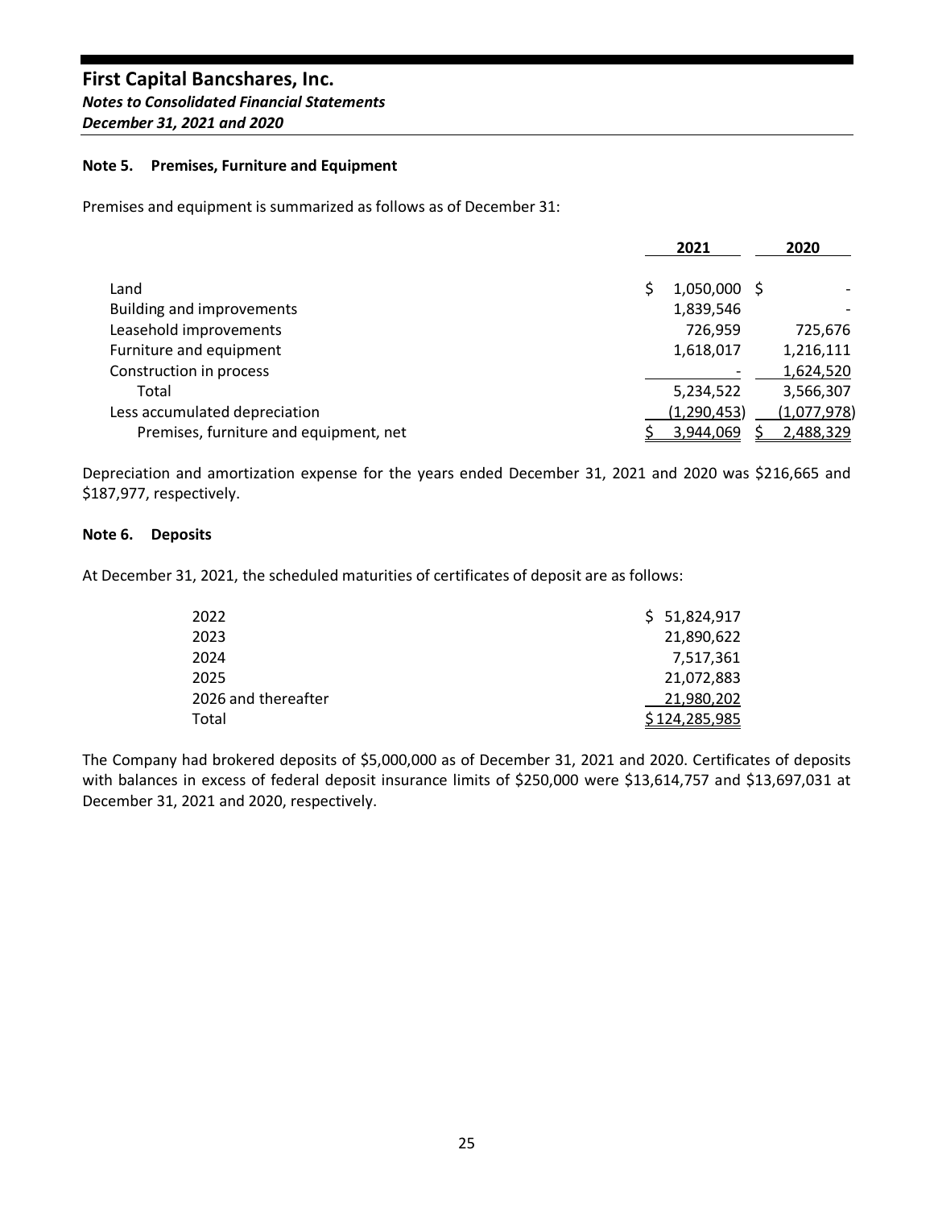# First Capital Bancshares, Inc.

***Notes to Consolidated Financial Statements***

***December 31, 2021 and 2020***

**Note 5. Premises, Furniture and Equipment**

Premises and equipment is summarized as follows as of December 31:

| | 2021 | 2020 |
|---|---|---|
| Land | $ 1,050,000 | $ - |
| Building and improvements | 1,839,546 | - |
| Leasehold improvements | 726,959 | 725,676 |
| Furniture and equipment | 1,618,017 | 1,216,111 |
| Construction in process | - | 1,624,520 |
| Total | 5,234,522 | 3,566,307 |
| Less accumulated depreciation | (1,290,453) | (1,077,978) |
| Premises, furniture and equipment, net | $ 3,944,069 | $ 2,488,329 |

Depreciation and amortization expense for the years ended December 31, 2021 and 2020 was $216,665 and $187,977, respectively.

**Note 6. Deposits**

At December 31, 2021, the scheduled maturities of certificates of deposit are as follows:

| | |
|---|---|
| 2022 | $ 51,824,917 |
| 2023 | 21,890,622 |
| 2024 | 7,517,361 |
| 2025 | 21,072,883 |
| 2026 and thereafter | 21,980,202 |
| Total | $ 124,285,985 |

The Company had brokered deposits of $5,000,000 as of December 31, 2021 and 2020. Certificates of deposits with balances in excess of federal deposit insurance limits of $250,000 were $13,614,757 and $13,697,031 at December 31, 2021 and 2020, respectively.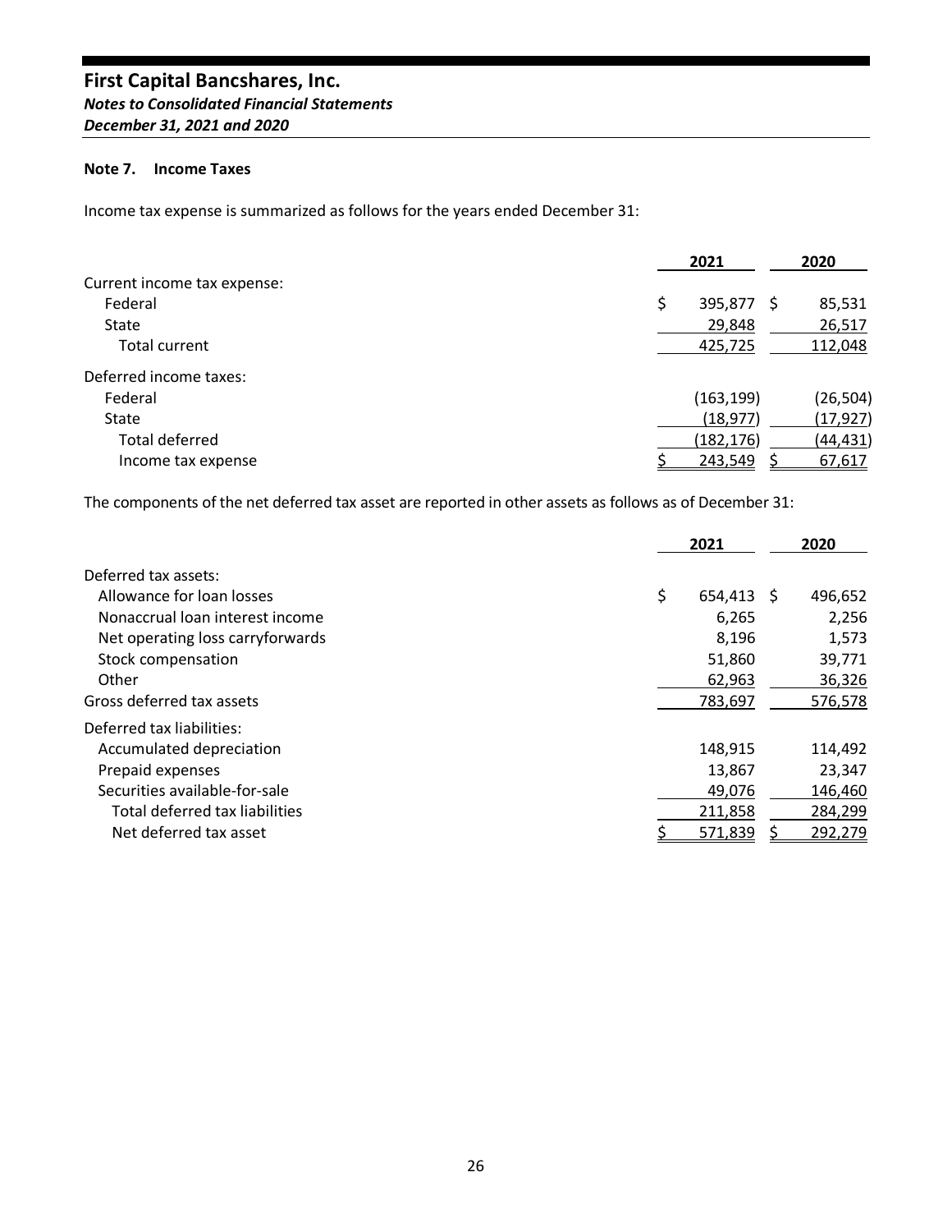# First Capital Bancshares, Inc.

***Notes to Consolidated Financial Statements***

***December 31, 2021 and 2020***

**Note 7. Income Taxes**

Income tax expense is summarized as follows for the years ended December 31:

| | 2021 | 2020 |
|---|---|---|
| Current income tax expense: | | |
| Federal | $ 395,877 | $ 85,531 |
| State | 29,848 | 26,517 |
| Total current | 425,725 | 112,048 |
| Deferred income taxes: | | |
| Federal | (163,199) | (26,504) |
| State | (18,977) | (17,927) |
| Total deferred | (182,176) | (44,431) |
| Income tax expense | $ 243,549 | $ 67,617 |

The components of the net deferred tax asset are reported in other assets as follows as of December 31:

| | 2021 | 2020 |
|---|---|---|
| Deferred tax assets: | | |
| Allowance for loan losses | $ 654,413 | $ 496,652 |
| Nonaccrual loan interest income | 6,265 | 2,256 |
| Net operating loss carryforwards | 8,196 | 1,573 |
| Stock compensation | 51,860 | 39,771 |
| Other | 62,963 | 36,326 |
| Gross deferred tax assets | 783,697 | 576,578 |
| Deferred tax liabilities: | | |
| Accumulated depreciation | 148,915 | 114,492 |
| Prepaid expenses | 13,867 | 23,347 |
| Securities available-for-sale | 49,076 | 146,460 |
| Total deferred tax liabilities | 211,858 | 284,299 |
| Net deferred tax asset | $ 571,839 | $ 292,279 |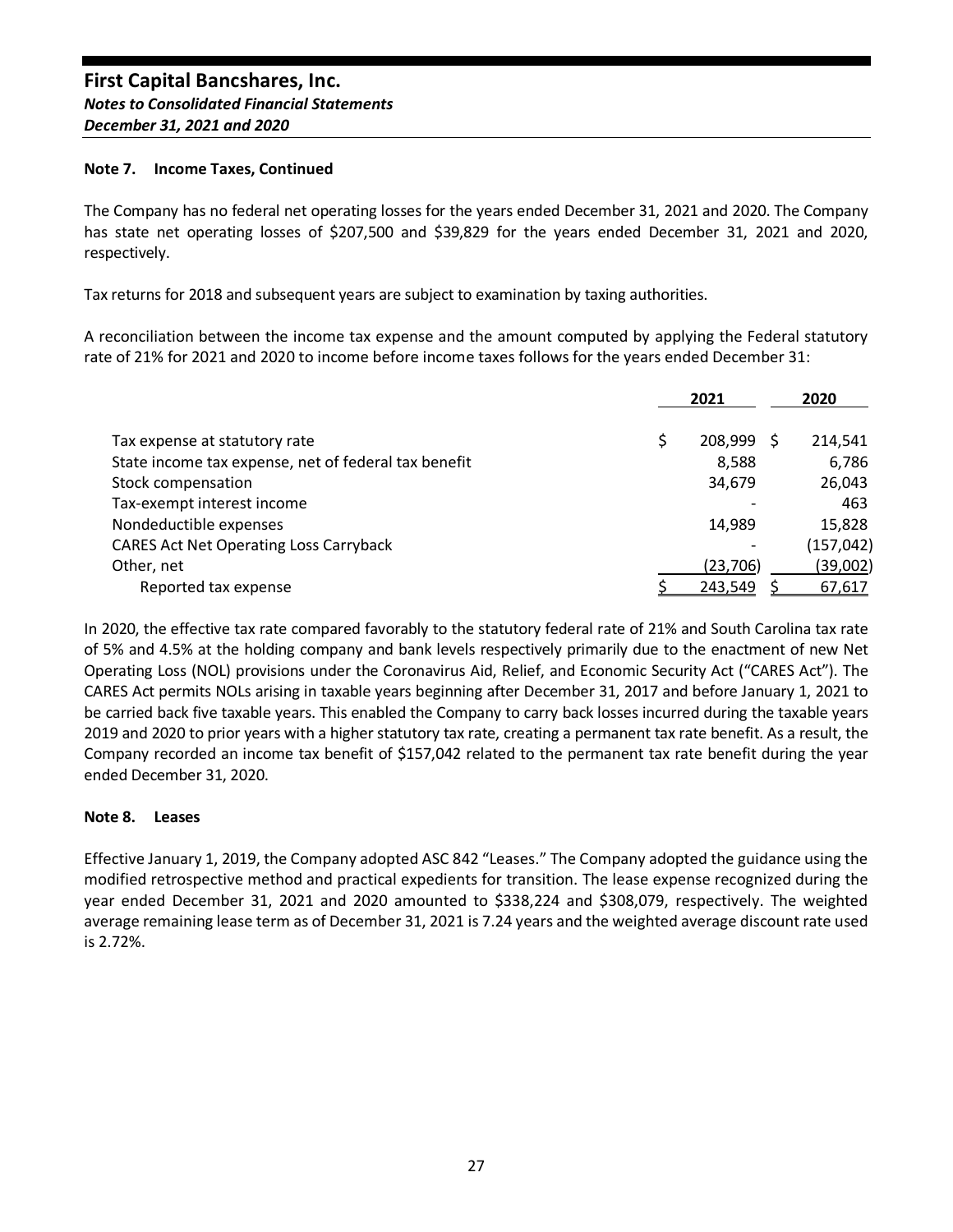### Note 7. Income Taxes, Continued

The Company has no federal net operating losses for the years ended December 31, 2021 and 2020. The Company has state net operating losses of $207,500 and $39,829 for the years ended December 31, 2021 and 2020, respectively.

Tax returns for 2018 and subsequent years are subject to examination by taxing authorities.

A reconciliation between the income tax expense and the amount computed by applying the Federal statutory rate of 21% for 2021 and 2020 to income before income taxes follows for the years ended December 31:

| | 2021 | 2020 |
|---|---|---|
| Tax expense at statutory rate | $ 208,999 | $ 214,541 |
| State income tax expense, net of federal tax benefit | 8,588 | 6,786 |
| Stock compensation | 34,679 | 26,043 |
| Tax-exempt interest income | - | 463 |
| Nondeductible expenses | 14,989 | 15,828 |
| CARES Act Net Operating Loss Carryback | - | (157,042) |
| Other, net | (23,706) | (39,002) |
| Reported tax expense | $ 243,549 | $ 67,617 |

In 2020, the effective tax rate compared favorably to the statutory federal rate of 21% and South Carolina tax rate of 5% and 4.5% at the holding company and bank levels respectively primarily due to the enactment of new Net Operating Loss (NOL) provisions under the Coronavirus Aid, Relief, and Economic Security Act ("CARES Act"). The CARES Act permits NOLs arising in taxable years beginning after December 31, 2017 and before January 1, 2021 to be carried back five taxable years. This enabled the Company to carry back losses incurred during the taxable years 2019 and 2020 to prior years with a higher statutory tax rate, creating a permanent tax rate benefit. As a result, the Company recorded an income tax benefit of $157,042 related to the permanent tax rate benefit during the year ended December 31, 2020.

### Note 8. Leases

Effective January 1, 2019, the Company adopted ASC 842 "Leases." The Company adopted the guidance using the modified retrospective method and practical expedients for transition. The lease expense recognized during the year ended December 31, 2021 and 2020 amounted to $338,224 and $308,079, respectively. The weighted average remaining lease term as of December 31, 2021 is 7.24 years and the weighted average discount rate used is 2.72%.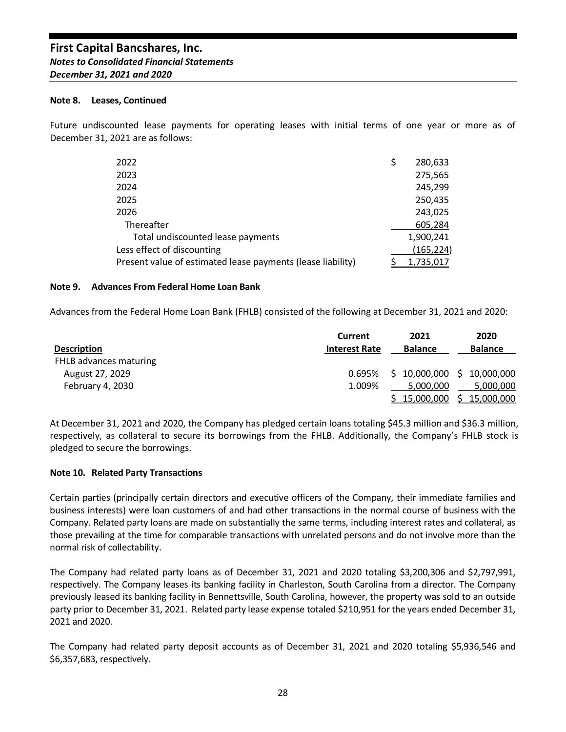**Note 8. Leases, Continued**

Future undiscounted lease payments for operating leases with initial terms of one year or more as of December 31, 2021 are as follows:

| | |
|---|---|
| 2022 | $ 280,633 |
| 2023 | 275,565 |
| 2024 | 245,299 |
| 2025 | 250,435 |
| 2026 | 243,025 |
| Thereafter | 605,284 |
| Total undiscounted lease payments | 1,900,241 |
| Less effect of discounting | (165,224) |
| Present value of estimated lease payments (lease liability) | $ 1,735,017 |

**Note 9. Advances From Federal Home Loan Bank**

Advances from the Federal Home Loan Bank (FHLB) consisted of the following at December 31, 2021 and 2020:

| Description | Current Interest Rate | 2021 Balance | 2020 Balance |
|---|---|---|---|
| FHLB advances maturing | | | |
| August 27, 2029 | 0.695% | $ 10,000,000 | $ 10,000,000 |
| February 4, 2030 | 1.009% | 5,000,000 | 5,000,000 |
| | | $ 15,000,000 | $ 15,000,000 |

At December 31, 2021 and 2020, the Company has pledged certain loans totaling $45.3 million and $36.3 million, respectively, as collateral to secure its borrowings from the FHLB. Additionally, the Company's FHLB stock is pledged to secure the borrowings.

**Note 10. Related Party Transactions**

Certain parties (principally certain directors and executive officers of the Company, their immediate families and business interests) were loan customers of and had other transactions in the normal course of business with the Company. Related party loans are made on substantially the same terms, including interest rates and collateral, as those prevailing at the time for comparable transactions with unrelated persons and do not involve more than the normal risk of collectability.

The Company had related party loans as of December 31, 2021 and 2020 totaling $3,200,306 and $2,797,991, respectively. The Company leases its banking facility in Charleston, South Carolina from a director. The Company previously leased its banking facility in Bennettsville, South Carolina, however, the property was sold to an outside party prior to December 31, 2021. Related party lease expense totaled $210,951 for the years ended December 31, 2021 and 2020.

The Company had related party deposit accounts as of December 31, 2021 and 2020 totaling $5,936,546 and $6,357,683, respectively.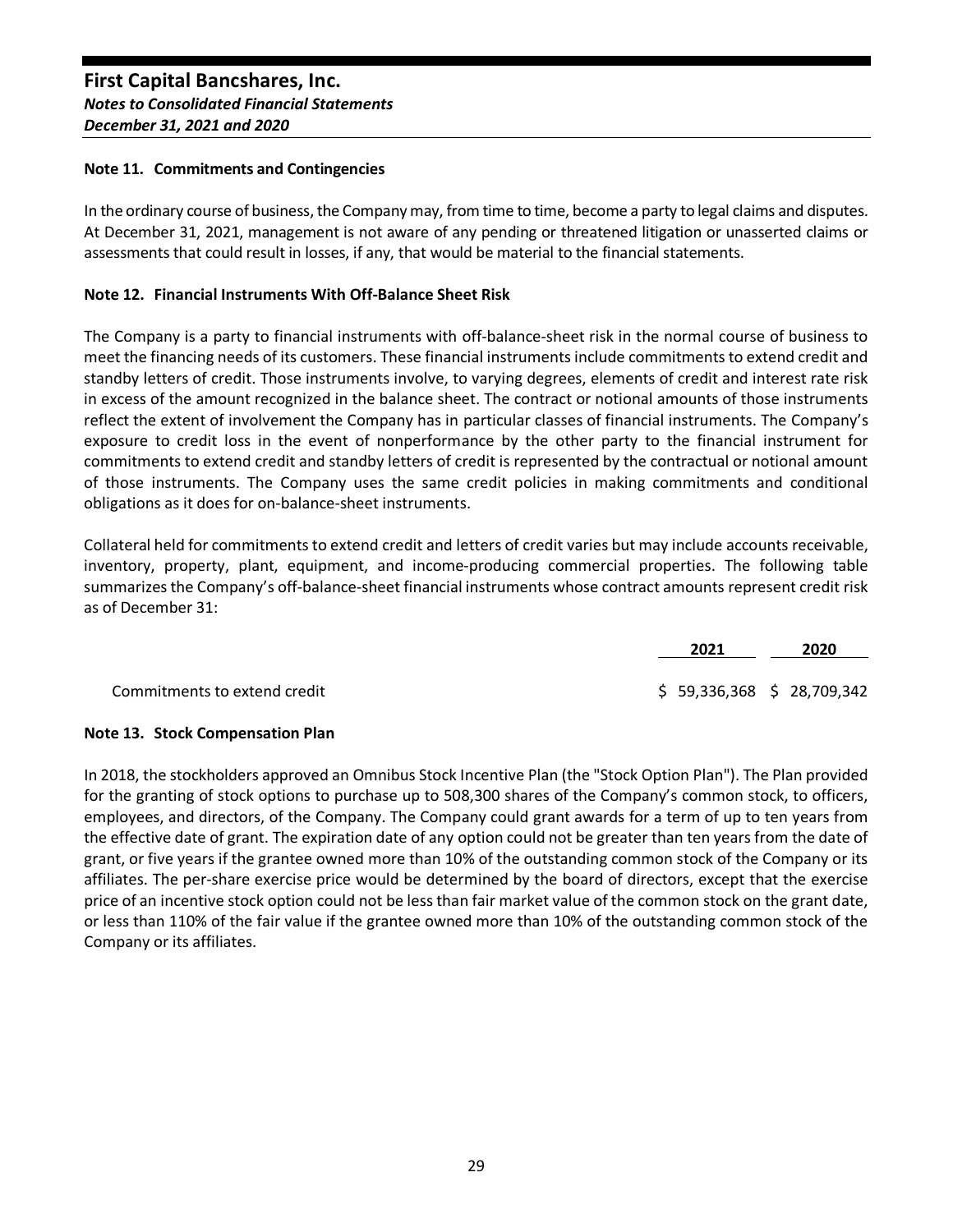## Note 11. Commitments and Contingencies

In the ordinary course of business, the Company may, from time to time, become a party to legal claims and disputes. At December 31, 2021, management is not aware of any pending or threatened litigation or unasserted claims or assessments that could result in losses, if any, that would be material to the financial statements.

## Note 12. Financial Instruments With Off-Balance Sheet Risk

The Company is a party to financial instruments with off-balance-sheet risk in the normal course of business to meet the financing needs of its customers. These financial instruments include commitments to extend credit and standby letters of credit. Those instruments involve, to varying degrees, elements of credit and interest rate risk in excess of the amount recognized in the balance sheet. The contract or notional amounts of those instruments reflect the extent of involvement the Company has in particular classes of financial instruments. The Company's exposure to credit loss in the event of nonperformance by the other party to the financial instrument for commitments to extend credit and standby letters of credit is represented by the contractual or notional amount of those instruments. The Company uses the same credit policies in making commitments and conditional obligations as it does for on-balance-sheet instruments.

Collateral held for commitments to extend credit and letters of credit varies but may include accounts receivable, inventory, property, plant, equipment, and income-producing commercial properties. The following table summarizes the Company's off-balance-sheet financial instruments whose contract amounts represent credit risk as of December 31:

| | 2021 | 2020 |
|---|---|---|
| Commitments to extend credit | $ 59,336,368 | $ 28,709,342 |

## Note 13. Stock Compensation Plan

In 2018, the stockholders approved an Omnibus Stock Incentive Plan (the "Stock Option Plan"). The Plan provided for the granting of stock options to purchase up to 508,300 shares of the Company's common stock, to officers, employees, and directors, of the Company. The Company could grant awards for a term of up to ten years from the effective date of grant. The expiration date of any option could not be greater than ten years from the date of grant, or five years if the grantee owned more than 10% of the outstanding common stock of the Company or its affiliates. The per-share exercise price would be determined by the board of directors, except that the exercise price of an incentive stock option could not be less than fair market value of the common stock on the grant date, or less than 110% of the fair value if the grantee owned more than 10% of the outstanding common stock of the Company or its affiliates.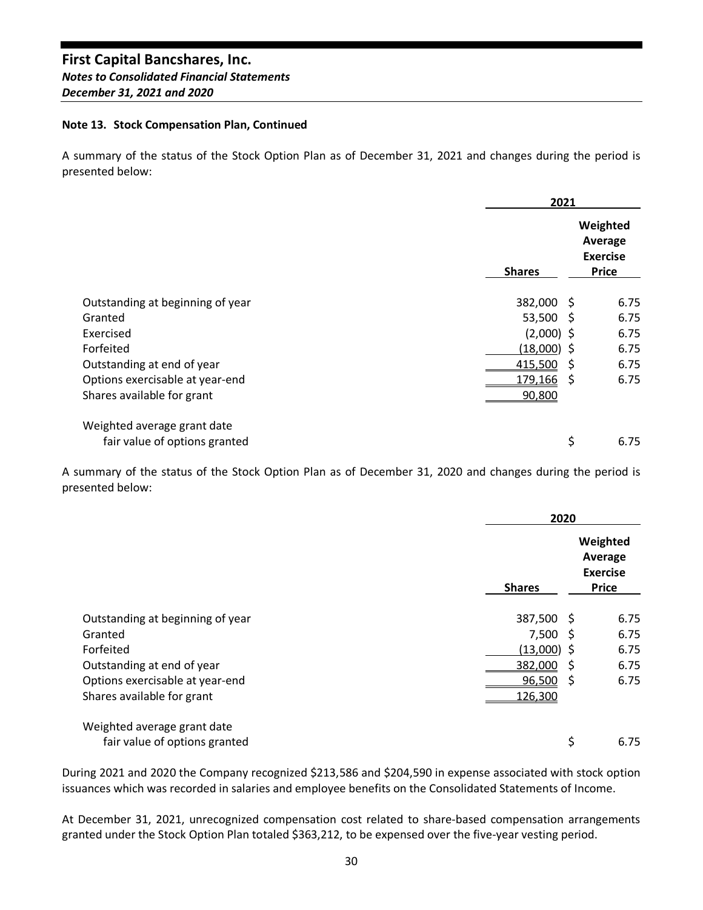**First Capital Bancshares, Inc.**
***Notes to Consolidated Financial Statements***
***December 31, 2021 and 2020***

**Note 13. Stock Compensation Plan, Continued**

A summary of the status of the Stock Option Plan as of December 31, 2021 and changes during the period is presented below:

| | 2021 | |
|---|---|---|
| | **Shares** | **Weighted Average Exercise Price** |
| Outstanding at beginning of year | 382,000 | $ 6.75 |
| Granted | 53,500 | $ 6.75 |
| Exercised | (2,000) | $ 6.75 |
| Forfeited | (18,000) | $ 6.75 |
| Outstanding at end of year | 415,500 | $ 6.75 |
| Options exercisable at year-end | 179,166 | $ 6.75 |
| Shares available for grant | 90,800 | |
| Weighted average grant date fair value of options granted | | $ 6.75 |

A summary of the status of the Stock Option Plan as of December 31, 2020 and changes during the period is presented below:

| | 2020 | |
|---|---|---|
| | **Shares** | **Weighted Average Exercise Price** |
| Outstanding at beginning of year | 387,500 | $ 6.75 |
| Granted | 7,500 | $ 6.75 |
| Forfeited | (13,000) | $ 6.75 |
| Outstanding at end of year | 382,000 | $ 6.75 |
| Options exercisable at year-end | 96,500 | $ 6.75 |
| Shares available for grant | 126,300 | |
| Weighted average grant date fair value of options granted | | $ 6.75 |

During 2021 and 2020 the Company recognized $213,586 and $204,590 in expense associated with stock option issuances which was recorded in salaries and employee benefits on the Consolidated Statements of Income.

At December 31, 2021, unrecognized compensation cost related to share-based compensation arrangements granted under the Stock Option Plan totaled $363,212, to be expensed over the five-year vesting period.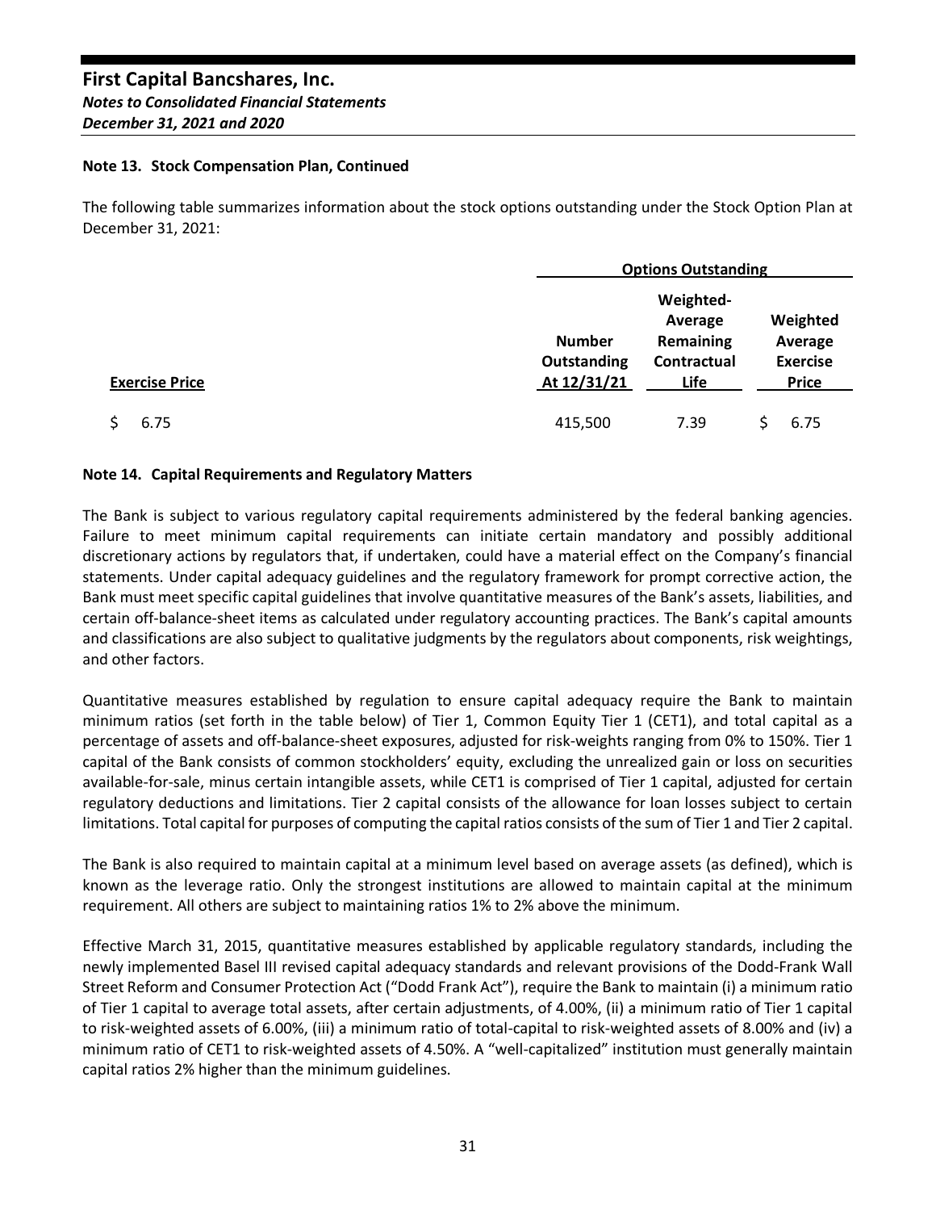**Note 13. Stock Compensation Plan, Continued**

The following table summarizes information about the stock options outstanding under the Stock Option Plan at December 31, 2021:

| | Options Outstanding | | |
|---|---|---|---|
| Exercise Price | Number Outstanding At 12/31/21 | Weighted-Average Remaining Contractual Life | Weighted Average Exercise Price |
| $ 6.75 | 415,500 | 7.39 | $ 6.75 |

**Note 14. Capital Requirements and Regulatory Matters**

The Bank is subject to various regulatory capital requirements administered by the federal banking agencies. Failure to meet minimum capital requirements can initiate certain mandatory and possibly additional discretionary actions by regulators that, if undertaken, could have a material effect on the Company's financial statements. Under capital adequacy guidelines and the regulatory framework for prompt corrective action, the Bank must meet specific capital guidelines that involve quantitative measures of the Bank's assets, liabilities, and certain off-balance-sheet items as calculated under regulatory accounting practices. The Bank's capital amounts and classifications are also subject to qualitative judgments by the regulators about components, risk weightings, and other factors.

Quantitative measures established by regulation to ensure capital adequacy require the Bank to maintain minimum ratios (set forth in the table below) of Tier 1, Common Equity Tier 1 (CET1), and total capital as a percentage of assets and off-balance-sheet exposures, adjusted for risk-weights ranging from 0% to 150%. Tier 1 capital of the Bank consists of common stockholders' equity, excluding the unrealized gain or loss on securities available-for-sale, minus certain intangible assets, while CET1 is comprised of Tier 1 capital, adjusted for certain regulatory deductions and limitations. Tier 2 capital consists of the allowance for loan losses subject to certain limitations. Total capital for purposes of computing the capital ratios consists of the sum of Tier 1 and Tier 2 capital.

The Bank is also required to maintain capital at a minimum level based on average assets (as defined), which is known as the leverage ratio. Only the strongest institutions are allowed to maintain capital at the minimum requirement. All others are subject to maintaining ratios 1% to 2% above the minimum.

Effective March 31, 2015, quantitative measures established by applicable regulatory standards, including the newly implemented Basel III revised capital adequacy standards and relevant provisions of the Dodd-Frank Wall Street Reform and Consumer Protection Act ("Dodd Frank Act"), require the Bank to maintain (i) a minimum ratio of Tier 1 capital to average total assets, after certain adjustments, of 4.00%, (ii) a minimum ratio of Tier 1 capital to risk-weighted assets of 6.00%, (iii) a minimum ratio of total-capital to risk-weighted assets of 8.00% and (iv) a minimum ratio of CET1 to risk-weighted assets of 4.50%. A "well-capitalized" institution must generally maintain capital ratios 2% higher than the minimum guidelines.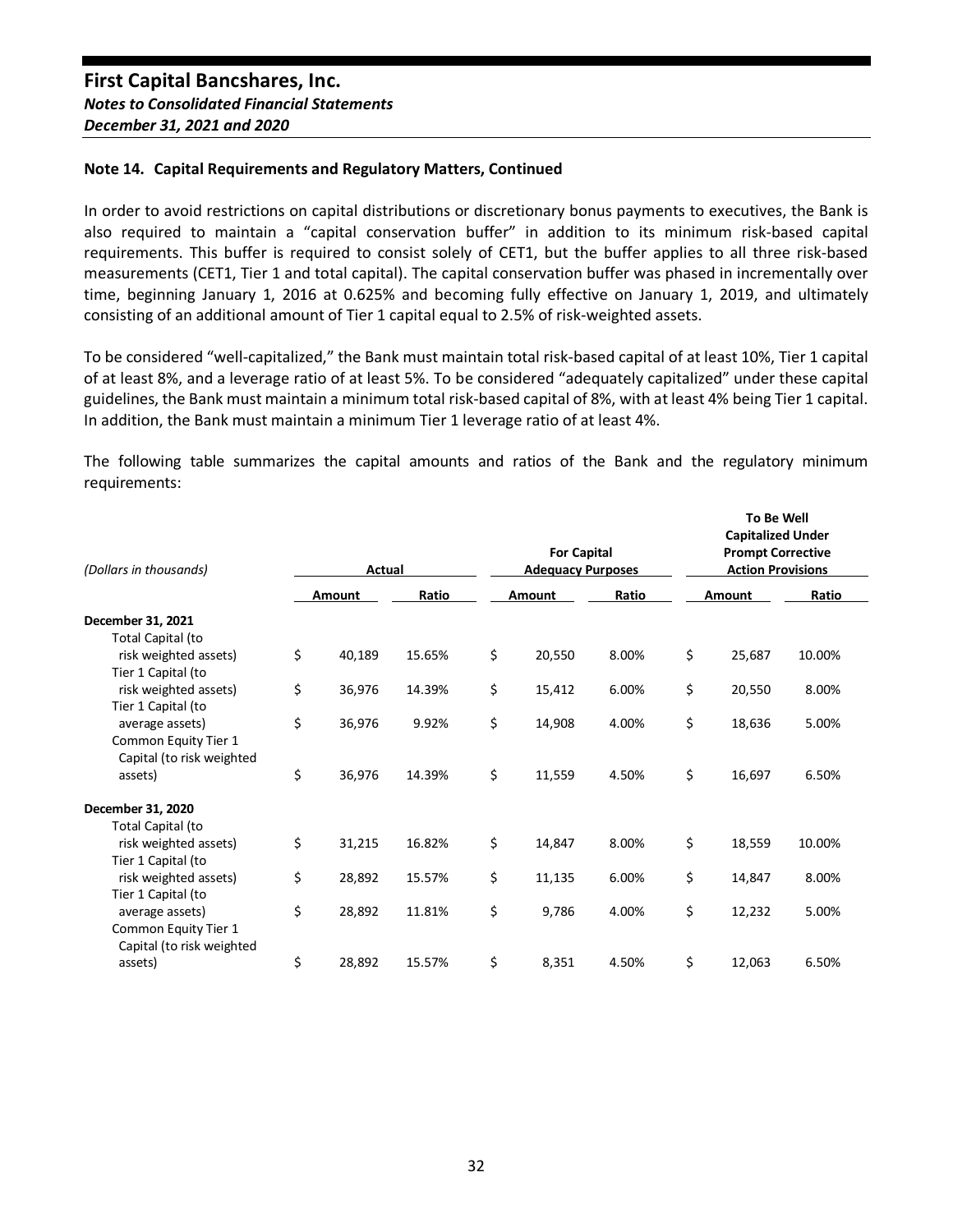## Note 14. Capital Requirements and Regulatory Matters, Continued

In order to avoid restrictions on capital distributions or discretionary bonus payments to executives, the Bank is also required to maintain a "capital conservation buffer" in addition to its minimum risk-based capital requirements. This buffer is required to consist solely of CET1, but the buffer applies to all three risk-based measurements (CET1, Tier 1 and total capital). The capital conservation buffer was phased in incrementally over time, beginning January 1, 2016 at 0.625% and becoming fully effective on January 1, 2019, and ultimately consisting of an additional amount of Tier 1 capital equal to 2.5% of risk-weighted assets.

To be considered "well-capitalized," the Bank must maintain total risk-based capital of at least 10%, Tier 1 capital of at least 8%, and a leverage ratio of at least 5%. To be considered "adequately capitalized" under these capital guidelines, the Bank must maintain a minimum total risk-based capital of 8%, with at least 4% being Tier 1 capital. In addition, the Bank must maintain a minimum Tier 1 leverage ratio of at least 4%.

The following table summarizes the capital amounts and ratios of the Bank and the regulatory minimum requirements:

| *(Dollars in thousands)* | Actual | | For Capital Adequacy Purposes | | To Be Well Capitalized Under Prompt Corrective Action Provisions | |
|---|---|---|---|---|---|---|
| | Amount | Ratio | Amount | Ratio | Amount | Ratio |
| **December 31, 2021** | | | | | | |
| Total Capital (to risk weighted assets) | $ 40,189 | 15.65% | $ 20,550 | 8.00% | $ 25,687 | 10.00% |
| Tier 1 Capital (to risk weighted assets) | $ 36,976 | 14.39% | $ 15,412 | 6.00% | $ 20,550 | 8.00% |
| Tier 1 Capital (to average assets) | $ 36,976 | 9.92% | $ 14,908 | 4.00% | $ 18,636 | 5.00% |
| Common Equity Tier 1 Capital (to risk weighted assets) | $ 36,976 | 14.39% | $ 11,559 | 4.50% | $ 16,697 | 6.50% |
| **December 31, 2020** | | | | | | |
| Total Capital (to risk weighted assets) | $ 31,215 | 16.82% | $ 14,847 | 8.00% | $ 18,559 | 10.00% |
| Tier 1 Capital (to risk weighted assets) | $ 28,892 | 15.57% | $ 11,135 | 6.00% | $ 14,847 | 8.00% |
| Tier 1 Capital (to average assets) | $ 28,892 | 11.81% | $ 9,786 | 4.00% | $ 12,232 | 5.00% |
| Common Equity Tier 1 Capital (to risk weighted assets) | $ 28,892 | 15.57% | $ 8,351 | 4.50% | $ 12,063 | 6.50% |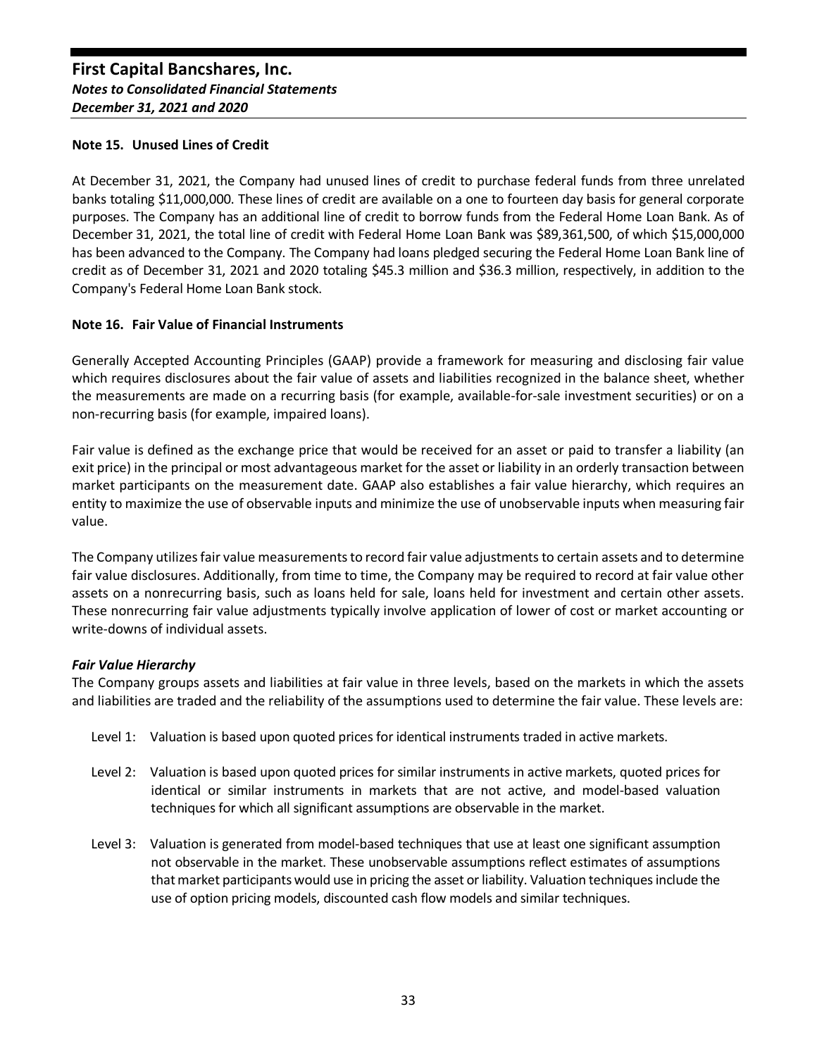### Note 15. Unused Lines of Credit

At December 31, 2021, the Company had unused lines of credit to purchase federal funds from three unrelated banks totaling $11,000,000. These lines of credit are available on a one to fourteen day basis for general corporate purposes. The Company has an additional line of credit to borrow funds from the Federal Home Loan Bank. As of December 31, 2021, the total line of credit with Federal Home Loan Bank was $89,361,500, of which $15,000,000 has been advanced to the Company. The Company had loans pledged securing the Federal Home Loan Bank line of credit as of December 31, 2021 and 2020 totaling $45.3 million and $36.3 million, respectively, in addition to the Company's Federal Home Loan Bank stock.

### Note 16. Fair Value of Financial Instruments

Generally Accepted Accounting Principles (GAAP) provide a framework for measuring and disclosing fair value which requires disclosures about the fair value of assets and liabilities recognized in the balance sheet, whether the measurements are made on a recurring basis (for example, available-for-sale investment securities) or on a non-recurring basis (for example, impaired loans).

Fair value is defined as the exchange price that would be received for an asset or paid to transfer a liability (an exit price) in the principal or most advantageous market for the asset or liability in an orderly transaction between market participants on the measurement date. GAAP also establishes a fair value hierarchy, which requires an entity to maximize the use of observable inputs and minimize the use of unobservable inputs when measuring fair value.

The Company utilizes fair value measurements to record fair value adjustments to certain assets and to determine fair value disclosures. Additionally, from time to time, the Company may be required to record at fair value other assets on a nonrecurring basis, such as loans held for sale, loans held for investment and certain other assets. These nonrecurring fair value adjustments typically involve application of lower of cost or market accounting or write-downs of individual assets.

***Fair Value Hierarchy***

The Company groups assets and liabilities at fair value in three levels, based on the markets in which the assets and liabilities are traded and the reliability of the assumptions used to determine the fair value. These levels are:

- Level 1: Valuation is based upon quoted prices for identical instruments traded in active markets.
- Level 2: Valuation is based upon quoted prices for similar instruments in active markets, quoted prices for identical or similar instruments in markets that are not active, and model-based valuation techniques for which all significant assumptions are observable in the market.
- Level 3: Valuation is generated from model-based techniques that use at least one significant assumption not observable in the market. These unobservable assumptions reflect estimates of assumptions that market participants would use in pricing the asset or liability. Valuation techniques include the use of option pricing models, discounted cash flow models and similar techniques.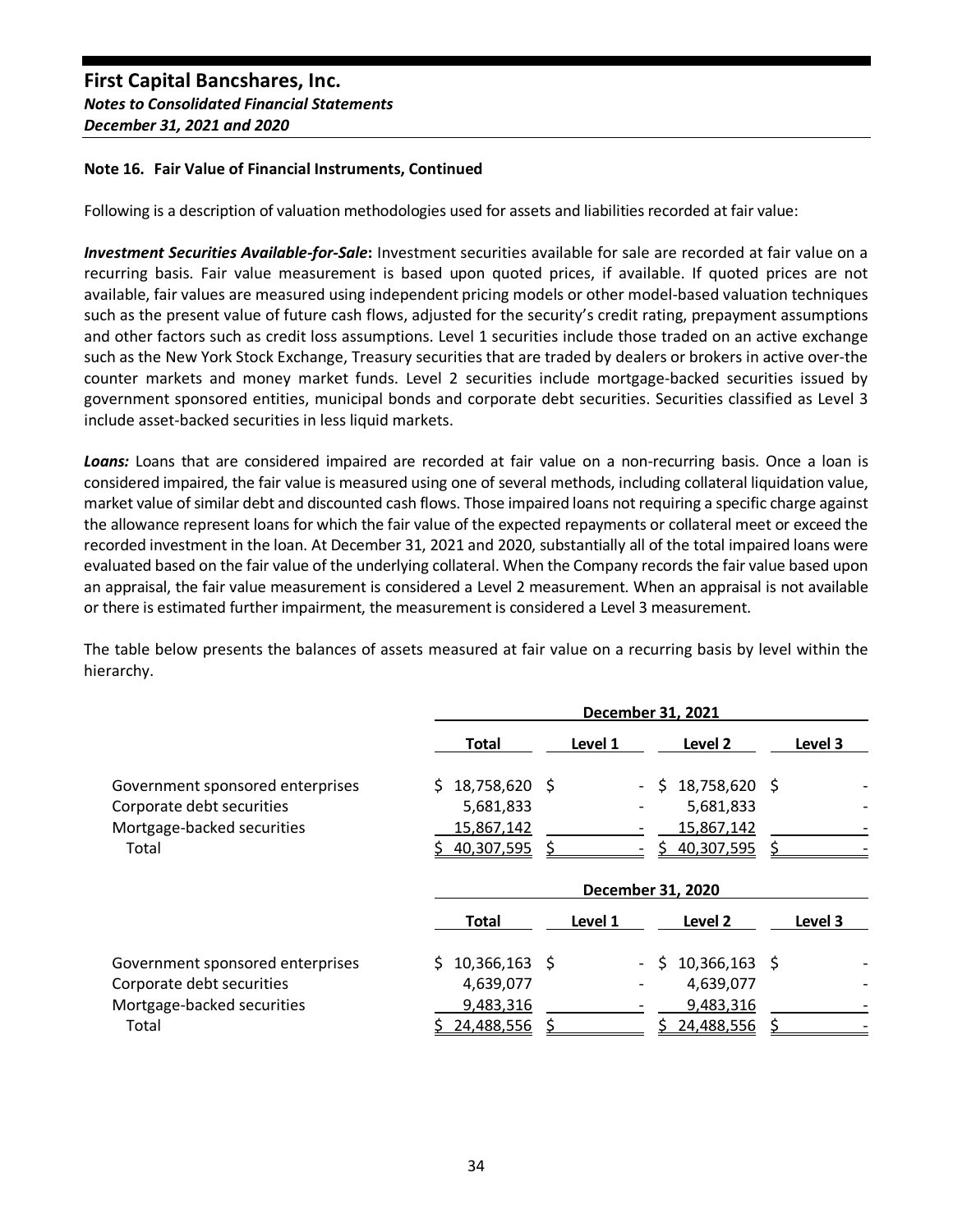# First Capital Bancshares, Inc.

***Notes to Consolidated Financial Statements***

***December 31, 2021 and 2020***

**Note 16. Fair Value of Financial Instruments, Continued**

Following is a description of valuation methodologies used for assets and liabilities recorded at fair value:

***Investment Securities Available-for-Sale*:** Investment securities available for sale are recorded at fair value on a recurring basis. Fair value measurement is based upon quoted prices, if available. If quoted prices are not available, fair values are measured using independent pricing models or other model-based valuation techniques such as the present value of future cash flows, adjusted for the security's credit rating, prepayment assumptions and other factors such as credit loss assumptions. Level 1 securities include those traded on an active exchange such as the New York Stock Exchange, Treasury securities that are traded by dealers or brokers in active over-the counter markets and money market funds. Level 2 securities include mortgage-backed securities issued by government sponsored entities, municipal bonds and corporate debt securities. Securities classified as Level 3 include asset-backed securities in less liquid markets.

***Loans:*** Loans that are considered impaired are recorded at fair value on a non-recurring basis. Once a loan is considered impaired, the fair value is measured using one of several methods, including collateral liquidation value, market value of similar debt and discounted cash flows. Those impaired loans not requiring a specific charge against the allowance represent loans for which the fair value of the expected repayments or collateral meet or exceed the recorded investment in the loan. At December 31, 2021 and 2020, substantially all of the total impaired loans were evaluated based on the fair value of the underlying collateral. When the Company records the fair value based upon an appraisal, the fair value measurement is considered a Level 2 measurement. When an appraisal is not available or there is estimated further impairment, the measurement is considered a Level 3 measurement.

The table below presents the balances of assets measured at fair value on a recurring basis by level within the hierarchy.

| | December 31, 2021 | | | |
|---|---|---|---|---|
| | Total | Level 1 | Level 2 | Level 3 |
| Government sponsored enterprises | $ 18,758,620 | $ - | $ 18,758,620 | $ - |
| Corporate debt securities | 5,681,833 | - | 5,681,833 | - |
| Mortgage-backed securities | 15,867,142 | - | 15,867,142 | - |
| Total | $ 40,307,595 | $ - | $ 40,307,595 | $ - |

| | December 31, 2020 | | | |
|---|---|---|---|---|
| | Total | Level 1 | Level 2 | Level 3 |
| Government sponsored enterprises | $ 10,366,163 | $ - | $ 10,366,163 | $ - |
| Corporate debt securities | 4,639,077 | - | 4,639,077 | - |
| Mortgage-backed securities | 9,483,316 | - | 9,483,316 | - |
| Total | $ 24,488,556 | $ | $ 24,488,556 | $ - |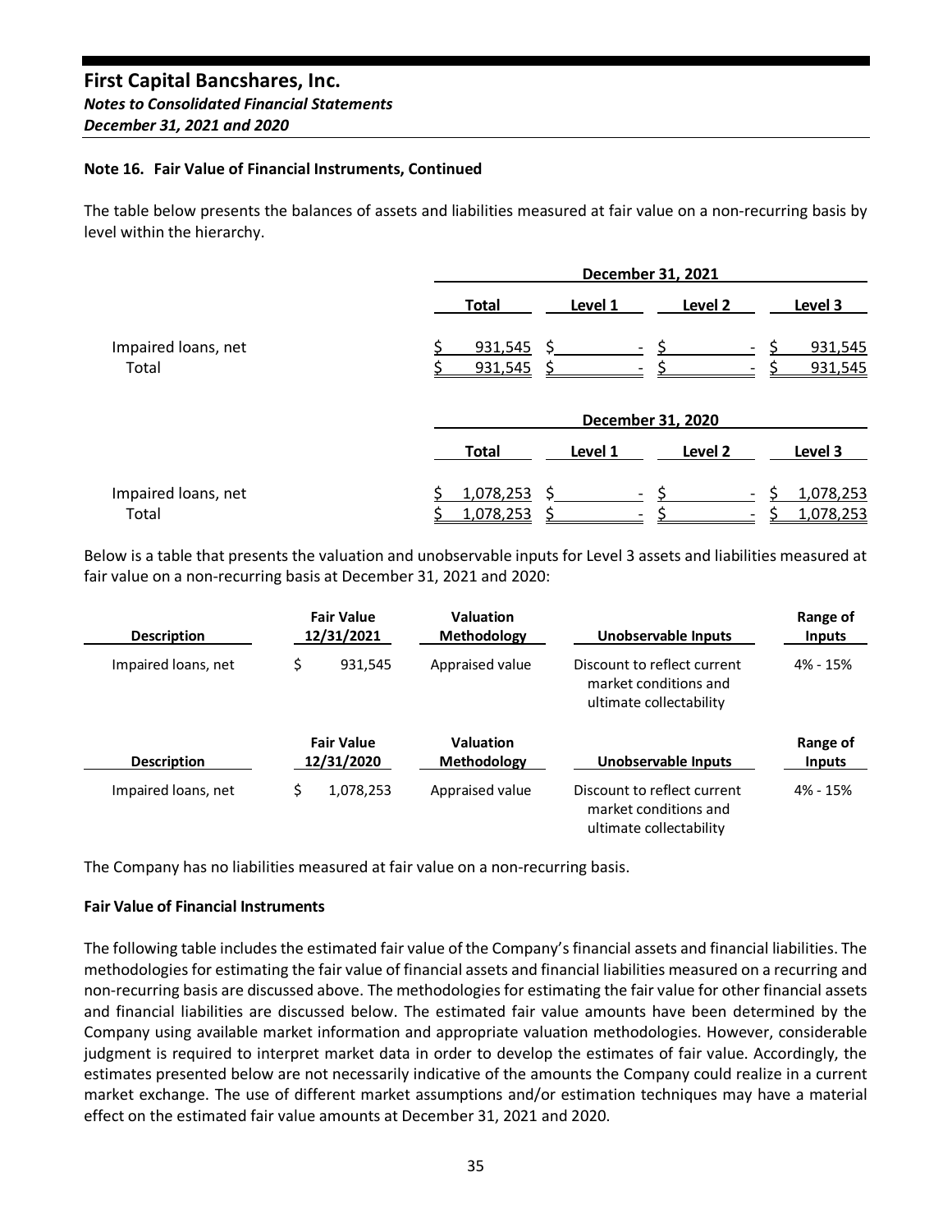**Note 16. Fair Value of Financial Instruments, Continued**

The table below presents the balances of assets and liabilities measured at fair value on a non-recurring basis by level within the hierarchy.

| | December 31, 2021 | | | |
|---|---|---|---|---|
| | Total | Level 1 | Level 2 | Level 3 |
| Impaired loans, net | $ 931,545 | $ - | $ - | $ 931,545 |
| Total | $ 931,545 | $ - | $ - | $ 931,545 |

| | December 31, 2020 | | | |
|---|---|---|---|---|
| | Total | Level 1 | Level 2 | Level 3 |
| Impaired loans, net | $ 1,078,253 | $ - | $ - | $ 1,078,253 |
| Total | $ 1,078,253 | $ - | $ - | $ 1,078,253 |

Below is a table that presents the valuation and unobservable inputs for Level 3 assets and liabilities measured at fair value on a non-recurring basis at December 31, 2021 and 2020:

| Description | Fair Value 12/31/2021 | Valuation Methodology | Unobservable Inputs | Range of Inputs |
|---|---|---|---|---|
| Impaired loans, net | $ 931,545 | Appraised value | Discount to reflect current market conditions and ultimate collectability | 4% - 15% |

| Description | Fair Value 12/31/2020 | Valuation Methodology | Unobservable Inputs | Range of Inputs |
|---|---|---|---|---|
| Impaired loans, net | $ 1,078,253 | Appraised value | Discount to reflect current market conditions and ultimate collectability | 4% - 15% |

The Company has no liabilities measured at fair value on a non-recurring basis.

**Fair Value of Financial Instruments**

The following table includes the estimated fair value of the Company's financial assets and financial liabilities. The methodologies for estimating the fair value of financial assets and financial liabilities measured on a recurring and non-recurring basis are discussed above. The methodologies for estimating the fair value for other financial assets and financial liabilities are discussed below. The estimated fair value amounts have been determined by the Company using available market information and appropriate valuation methodologies. However, considerable judgment is required to interpret market data in order to develop the estimates of fair value. Accordingly, the estimates presented below are not necessarily indicative of the amounts the Company could realize in a current market exchange. The use of different market assumptions and/or estimation techniques may have a material effect on the estimated fair value amounts at December 31, 2021 and 2020.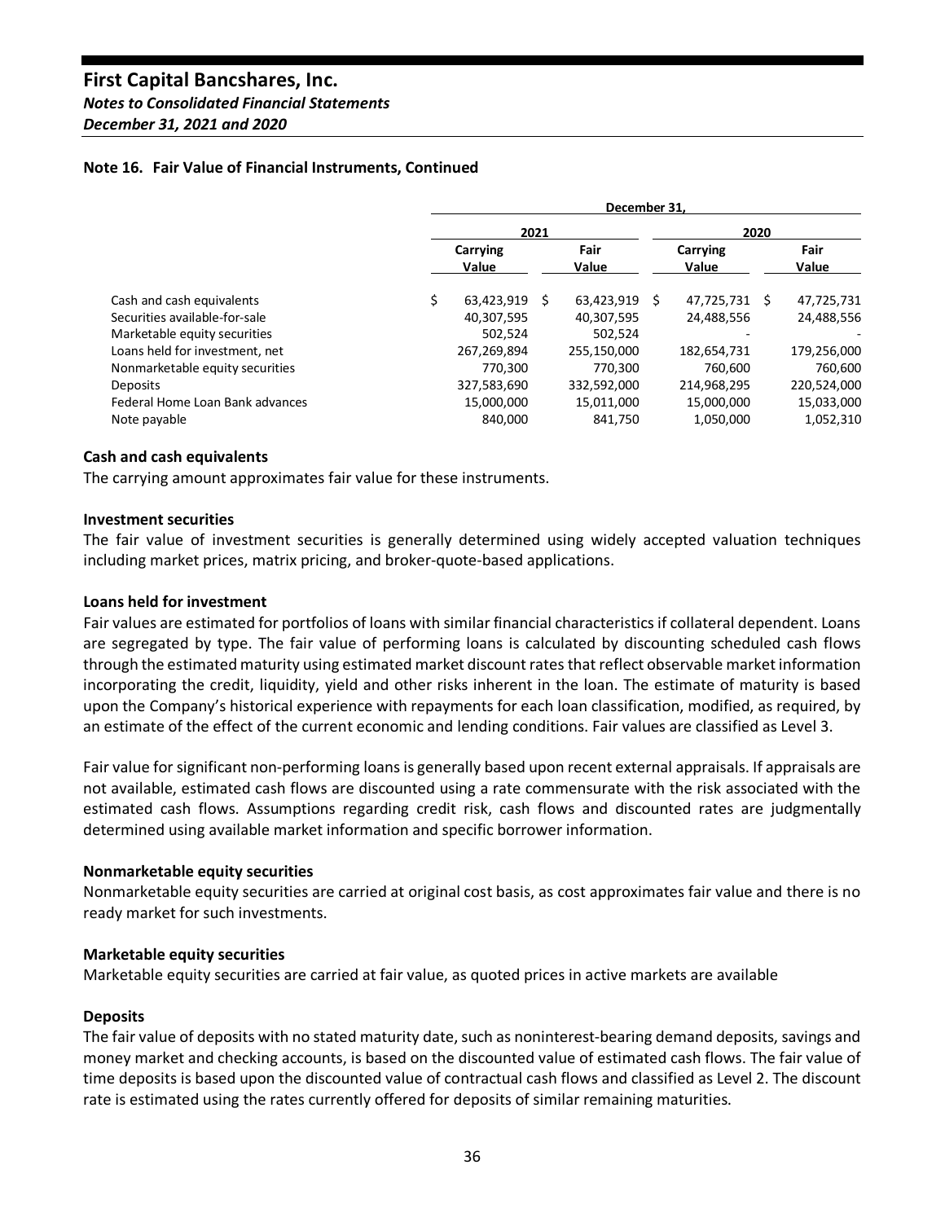**Note 16. Fair Value of Financial Instruments, Continued**

| | December 31, | | | |
|---|---|---|---|---|
| | 2021 | | 2020 | |
| | Carrying Value | Fair Value | Carrying Value | Fair Value |
| Cash and cash equivalents | $ 63,423,919 | $ 63,423,919 | $ 47,725,731 | $ 47,725,731 |
| Securities available-for-sale | 40,307,595 | 40,307,595 | 24,488,556 | 24,488,556 |
| Marketable equity securities | 502,524 | 502,524 | - | - |
| Loans held for investment, net | 267,269,894 | 255,150,000 | 182,654,731 | 179,256,000 |
| Nonmarketable equity securities | 770,300 | 770,300 | 760,600 | 760,600 |
| Deposits | 327,583,690 | 332,592,000 | 214,968,295 | 220,524,000 |
| Federal Home Loan Bank advances | 15,000,000 | 15,011,000 | 15,000,000 | 15,033,000 |
| Note payable | 840,000 | 841,750 | 1,050,000 | 1,052,310 |

**Cash and cash equivalents**

The carrying amount approximates fair value for these instruments.

**Investment securities**

The fair value of investment securities is generally determined using widely accepted valuation techniques including market prices, matrix pricing, and broker-quote-based applications.

**Loans held for investment**

Fair values are estimated for portfolios of loans with similar financial characteristics if collateral dependent. Loans are segregated by type. The fair value of performing loans is calculated by discounting scheduled cash flows through the estimated maturity using estimated market discount rates that reflect observable market information incorporating the credit, liquidity, yield and other risks inherent in the loan. The estimate of maturity is based upon the Company's historical experience with repayments for each loan classification, modified, as required, by an estimate of the effect of the current economic and lending conditions. Fair values are classified as Level 3.

Fair value for significant non-performing loans is generally based upon recent external appraisals. If appraisals are not available, estimated cash flows are discounted using a rate commensurate with the risk associated with the estimated cash flows. Assumptions regarding credit risk, cash flows and discounted rates are judgmentally determined using available market information and specific borrower information.

**Nonmarketable equity securities**

Nonmarketable equity securities are carried at original cost basis, as cost approximates fair value and there is no ready market for such investments.

**Marketable equity securities**

Marketable equity securities are carried at fair value, as quoted prices in active markets are available

**Deposits**

The fair value of deposits with no stated maturity date, such as noninterest-bearing demand deposits, savings and money market and checking accounts, is based on the discounted value of estimated cash flows. The fair value of time deposits is based upon the discounted value of contractual cash flows and classified as Level 2. The discount rate is estimated using the rates currently offered for deposits of similar remaining maturities.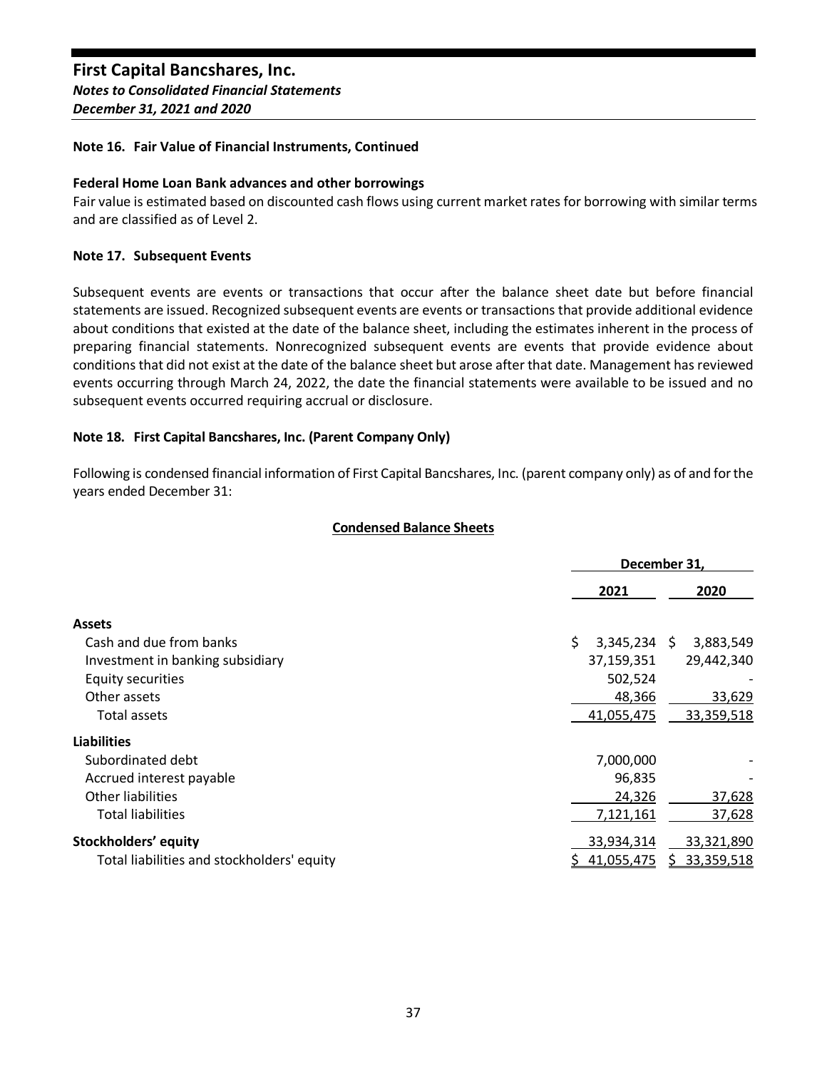# First Capital Bancshares, Inc.

***Notes to Consolidated Financial Statements***

***December 31, 2021 and 2020***

**Note 16. Fair Value of Financial Instruments, Continued**

**Federal Home Loan Bank advances and other borrowings**

Fair value is estimated based on discounted cash flows using current market rates for borrowing with similar terms and are classified as of Level 2.

**Note 17. Subsequent Events**

Subsequent events are events or transactions that occur after the balance sheet date but before financial statements are issued. Recognized subsequent events are events or transactions that provide additional evidence about conditions that existed at the date of the balance sheet, including the estimates inherent in the process of preparing financial statements. Nonrecognized subsequent events are events that provide evidence about conditions that did not exist at the date of the balance sheet but arose after that date. Management has reviewed events occurring through March 24, 2022, the date the financial statements were available to be issued and no subsequent events occurred requiring accrual or disclosure.

**Note 18. First Capital Bancshares, Inc. (Parent Company Only)**

Following is condensed financial information of First Capital Bancshares, Inc. (parent company only) as of and for the years ended December 31:

**Condensed Balance Sheets**

| | December 31, | |
|---|---|---|
| | **2021** | **2020** |
| **Assets** | | |
| Cash and due from banks | $ 3,345,234 | $ 3,883,549 |
| Investment in banking subsidiary | 37,159,351 | 29,442,340 |
| Equity securities | 502,524 | - |
| Other assets | 48,366 | 33,629 |
| Total assets | 41,055,475 | 33,359,518 |
| **Liabilities** | | |
| Subordinated debt | 7,000,000 | - |
| Accrued interest payable | 96,835 | - |
| Other liabilities | 24,326 | 37,628 |
| Total liabilities | 7,121,161 | 37,628 |
| **Stockholders' equity** | 33,934,314 | 33,321,890 |
| Total liabilities and stockholders' equity | $ 41,055,475 | $ 33,359,518 |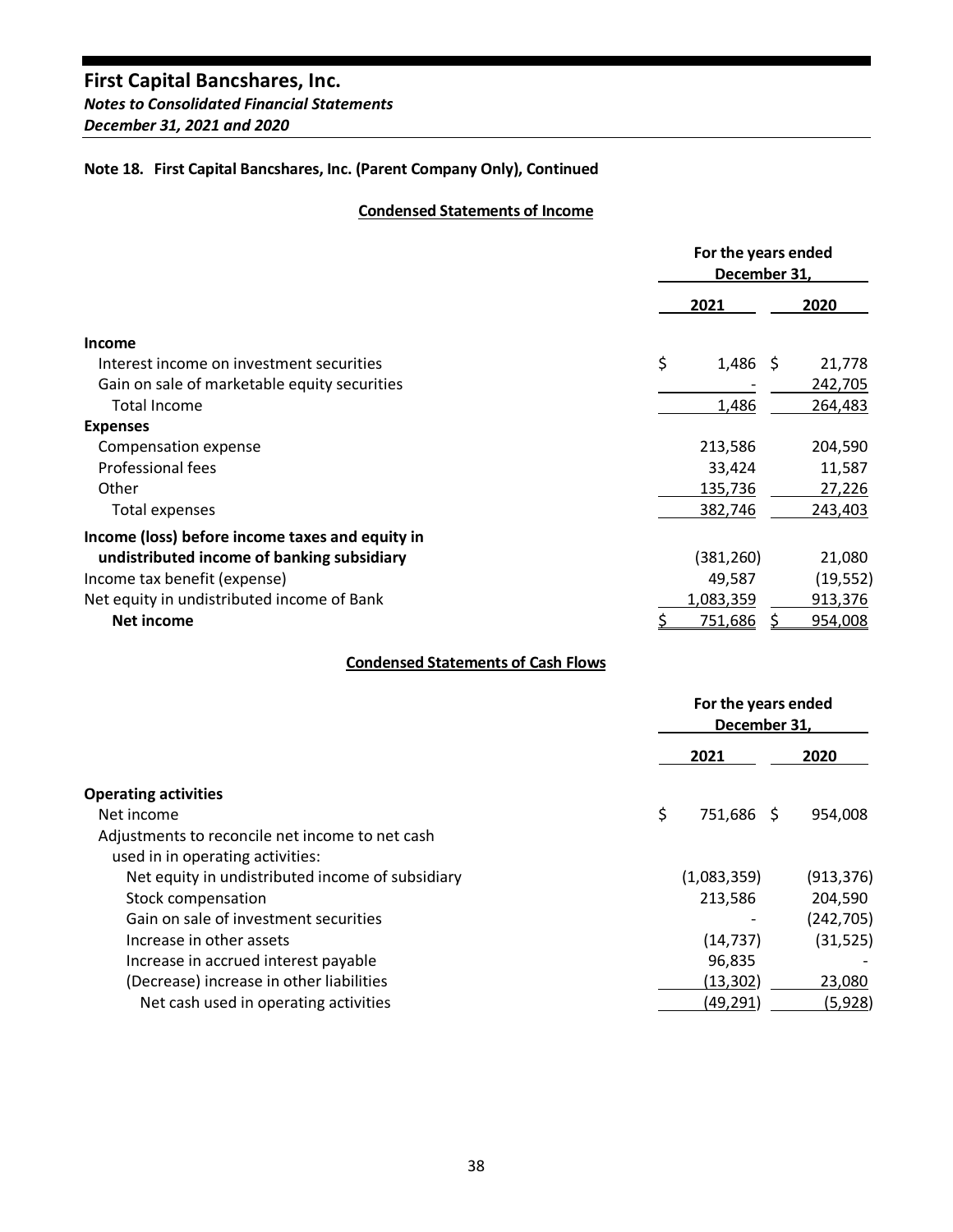# First Capital Bancshares, Inc.

*Notes to Consolidated Financial Statements*

*December 31, 2021 and 2020*

## Note 18. First Capital Bancshares, Inc. (Parent Company Only), Continued

### Condensed Statements of Income

| | For the years ended December 31, | |
|---|---|---|
| | **2021** | **2020** |
| **Income** | | |
| Interest income on investment securities | $ 1,486 | $ 21,778 |
| Gain on sale of marketable equity securities | - | 242,705 |
| Total Income | 1,486 | 264,483 |
| **Expenses** | | |
| Compensation expense | 213,586 | 204,590 |
| Professional fees | 33,424 | 11,587 |
| Other | 135,736 | 27,226 |
| Total expenses | 382,746 | 243,403 |
| **Income (loss) before income taxes and equity in undistributed income of banking subsidiary** | (381,260) | 21,080 |
| Income tax benefit (expense) | 49,587 | (19,552) |
| Net equity in undistributed income of Bank | 1,083,359 | 913,376 |
| **Net income** | $ 751,686 | $ 954,008 |

### Condensed Statements of Cash Flows

| | For the years ended December 31, | |
|---|---|---|
| | **2021** | **2020** |
| **Operating activities** | | |
| Net income | $ 751,686 | $ 954,008 |
| Adjustments to reconcile net income to net cash used in in operating activities: | | |
| Net equity in undistributed income of subsidiary | (1,083,359) | (913,376) |
| Stock compensation | 213,586 | 204,590 |
| Gain on sale of investment securities | - | (242,705) |
| Increase in other assets | (14,737) | (31,525) |
| Increase in accrued interest payable | 96,835 | - |
| (Decrease) increase in other liabilities | (13,302) | 23,080 |
| Net cash used in operating activities | (49,291) | (5,928) |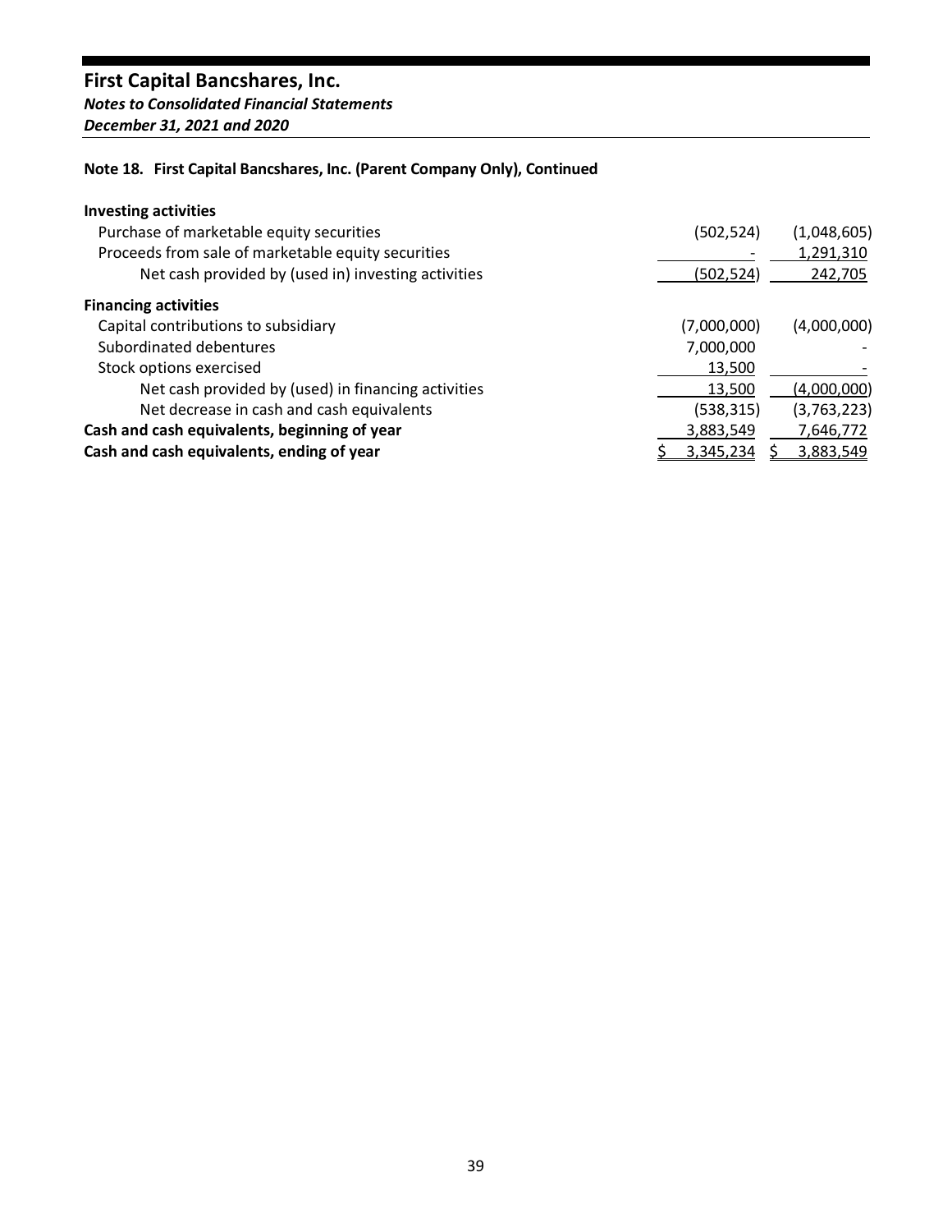**First Capital Bancshares, Inc.**
***Notes to Consolidated Financial Statements***
***December 31, 2021 and 2020***

**Note 18. First Capital Bancshares, Inc. (Parent Company Only), Continued**

| | | |
|---|---|---|
| **Investing activities** | | |
| Purchase of marketable equity securities | (502,524) | (1,048,605) |
| Proceeds from sale of marketable equity securities | - | 1,291,310 |
| Net cash provided by (used in) investing activities | (502,524) | 242,705 |
| **Financing activities** | | |
| Capital contributions to subsidiary | (7,000,000) | (4,000,000) |
| Subordinated debentures | 7,000,000 | - |
| Stock options exercised | 13,500 | - |
| Net cash provided by (used) in financing activities | 13,500 | (4,000,000) |
| Net decrease in cash and cash equivalents | (538,315) | (3,763,223) |
| **Cash and cash equivalents, beginning of year** | 3,883,549 | 7,646,772 |
| **Cash and cash equivalents, ending of year** | $ 3,345,234 | $ 3,883,549 |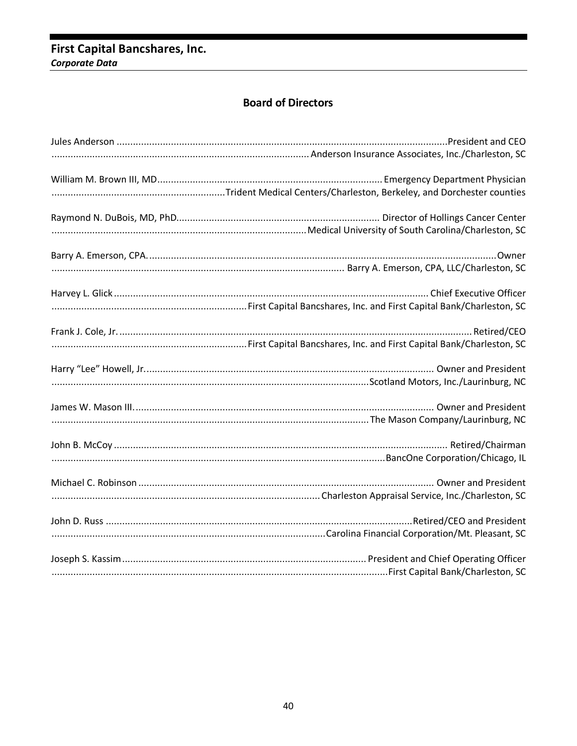# First Capital Bancshares, Inc.

***Corporate Data***

## Board of Directors

Jules Anderson — President and CEO
Anderson Insurance Associates, Inc./Charleston, SC

William M. Brown III, MD — Emergency Department Physician
Trident Medical Centers/Charleston, Berkeley, and Dorchester counties

Raymond N. DuBois, MD, PhD — Director of Hollings Cancer Center
Medical University of South Carolina/Charleston, SC

Barry A. Emerson, CPA — Owner
Barry A. Emerson, CPA, LLC/Charleston, SC

Harvey L. Glick — Chief Executive Officer
First Capital Bancshares, Inc. and First Capital Bank/Charleston, SC

Frank J. Cole, Jr. — Retired/CEO
First Capital Bancshares, Inc. and First Capital Bank/Charleston, SC

Harry "Lee" Howell, Jr. — Owner and President
Scotland Motors, Inc./Laurinburg, NC

James W. Mason III — Owner and President
The Mason Company/Laurinburg, NC

John B. McCoy — Retired/Chairman
BancOne Corporation/Chicago, IL

Michael C. Robinson — Owner and President
Charleston Appraisal Service, Inc./Charleston, SC

John D. Russ — Retired/CEO and President
Carolina Financial Corporation/Mt. Pleasant, SC

Joseph S. Kassim — President and Chief Operating Officer
First Capital Bank/Charleston, SC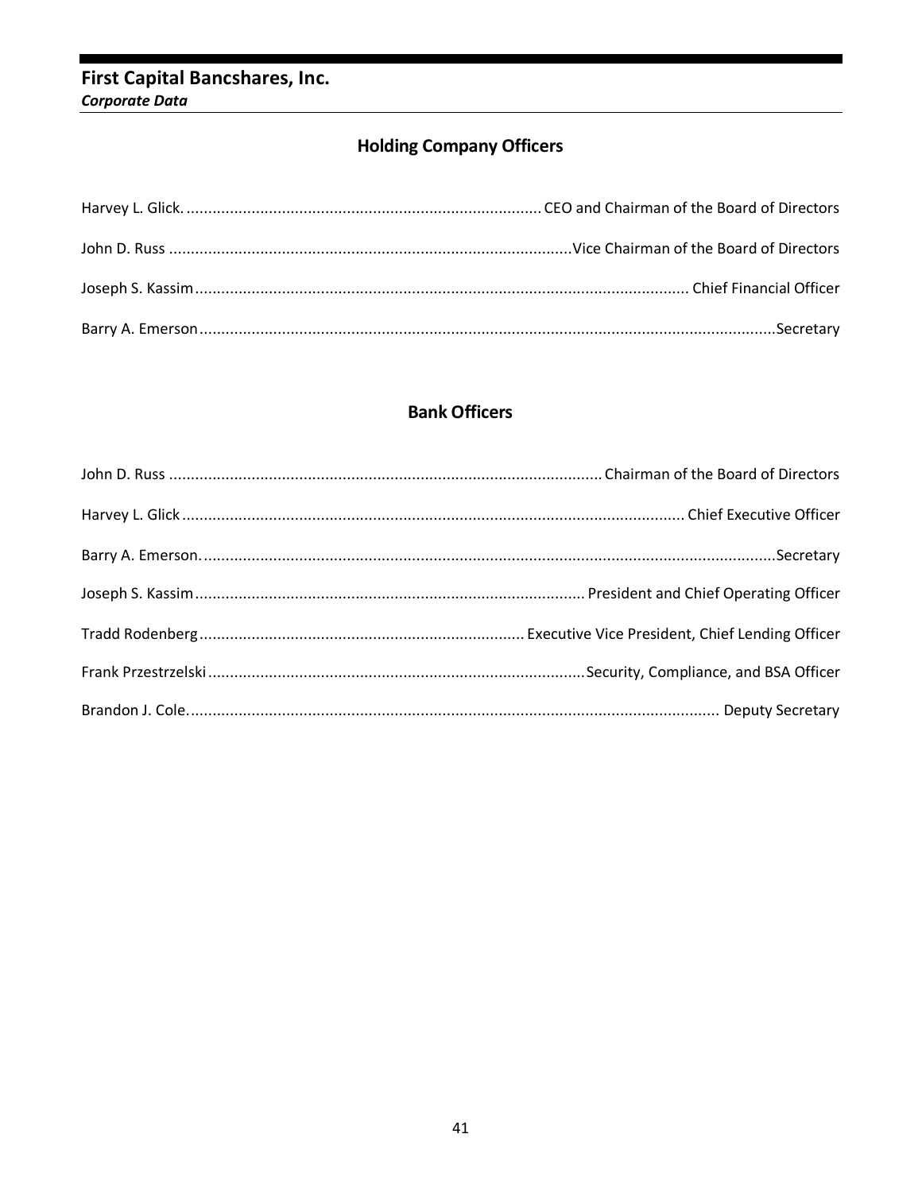# First Capital Bancshares, Inc.

***Corporate Data***

## Holding Company Officers

Harvey L. Glick. .................................................................................. CEO and Chairman of the Board of Directors

John D. Russ ............................................................................................Vice Chairman of the Board of Directors

Joseph S. Kassim................................................................................................................ Chief Financial Officer

Barry A. Emerson....................................................................................................................................Secretary

## Bank Officers

John D. Russ ................................................................................................... Chairman of the Board of Directors

Harvey L. Glick.................................................................................................................. Chief Executive Officer

Barry A. Emerson. ..................................................................................................................................Secretary

Joseph S. Kassim......................................................................................... President and Chief Operating Officer

Tradd Rodenberg.......................................................................... Executive Vice President, Chief Lending Officer

Frank Przestrzelski......................................................................................Security, Compliance, and BSA Officer

Brandon J. Cole.......................................................................................................................... Deputy Secretary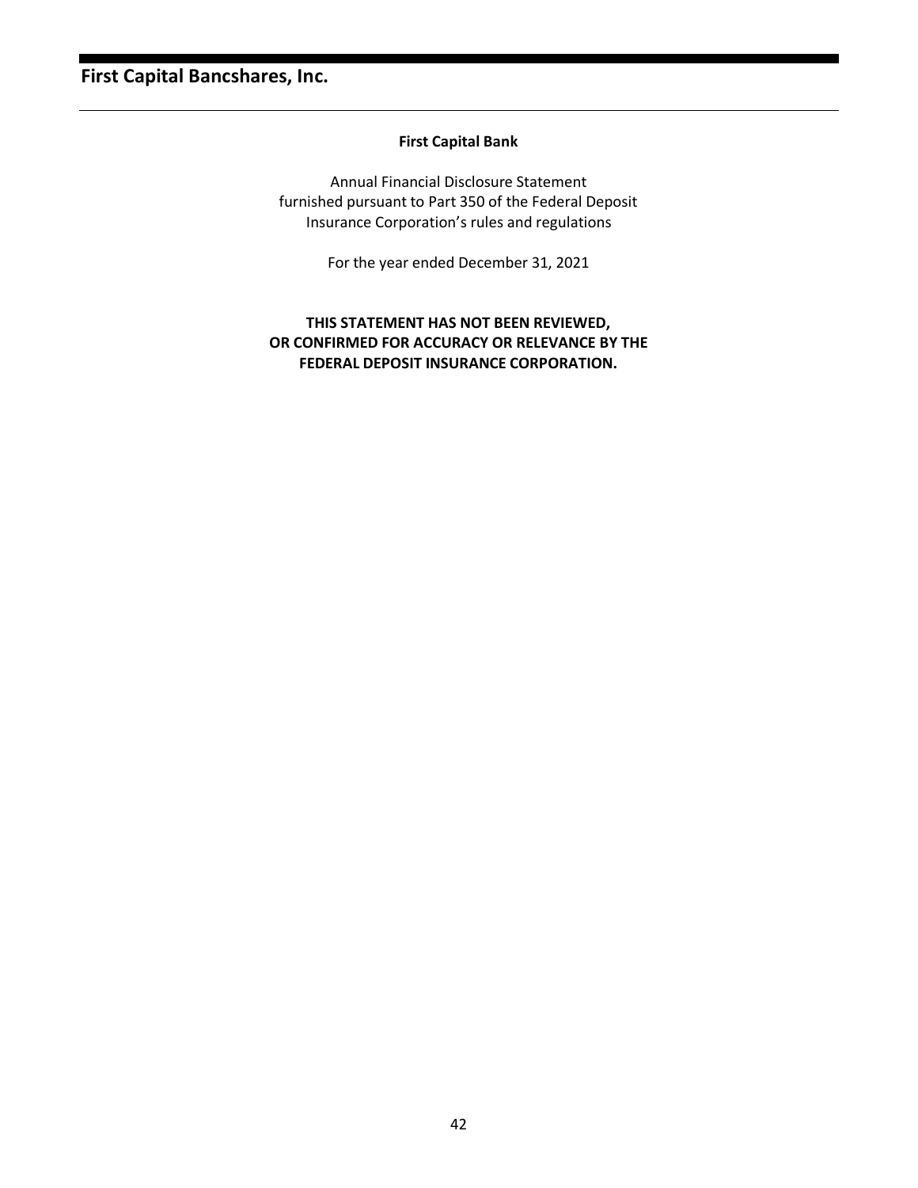**First Capital Bank**

Annual Financial Disclosure Statement
furnished pursuant to Part 350 of the Federal Deposit
Insurance Corporation's rules and regulations

For the year ended December 31, 2021

**THIS STATEMENT HAS NOT BEEN REVIEWED,
OR CONFIRMED FOR ACCURACY OR RELEVANCE BY THE
FEDERAL DEPOSIT INSURANCE CORPORATION.**